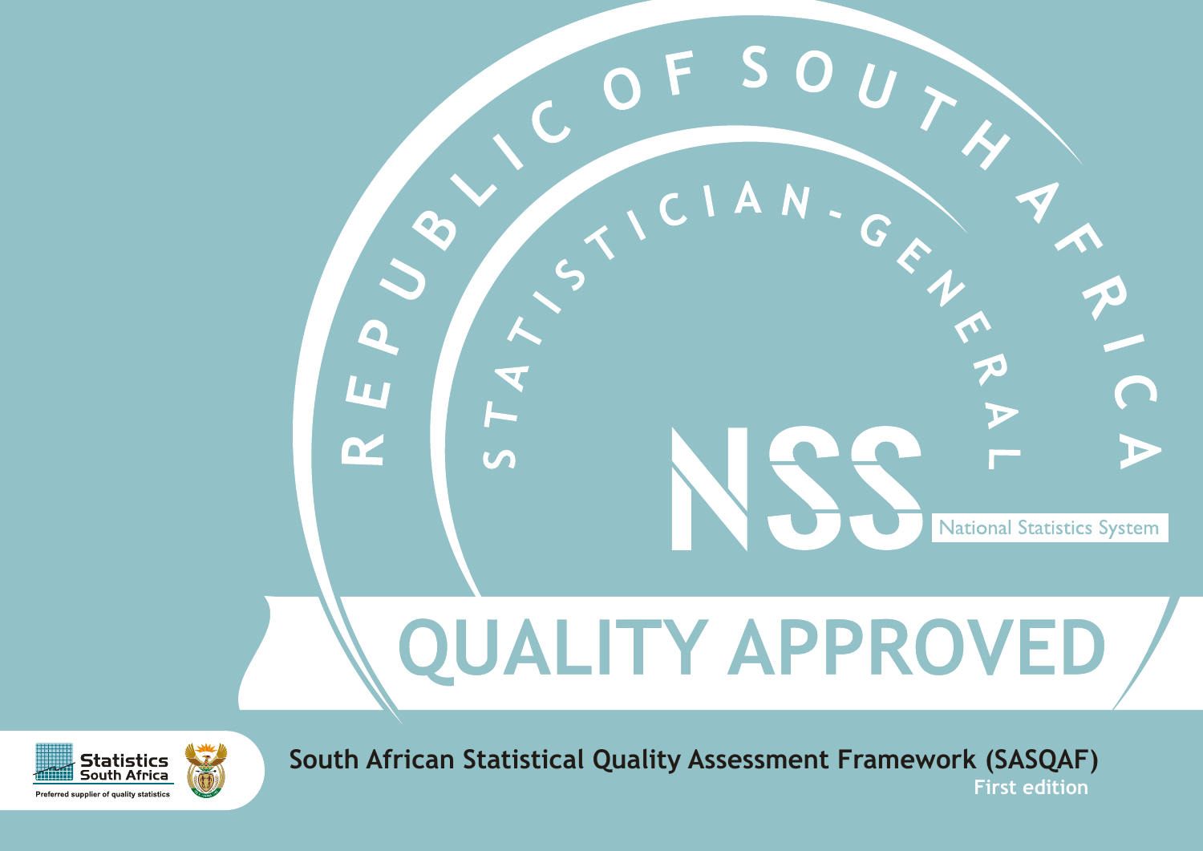REPUBLIC OF SOUTH AFRICA

STATISTICIAN-GENERAL

NSS

National Statistics System

# QUALITY APPROVED

Statistics South Africa

Preferred supplier of quality statistics

## South African Statistical Quality Assessment Framework (SASQAF)

**First edition**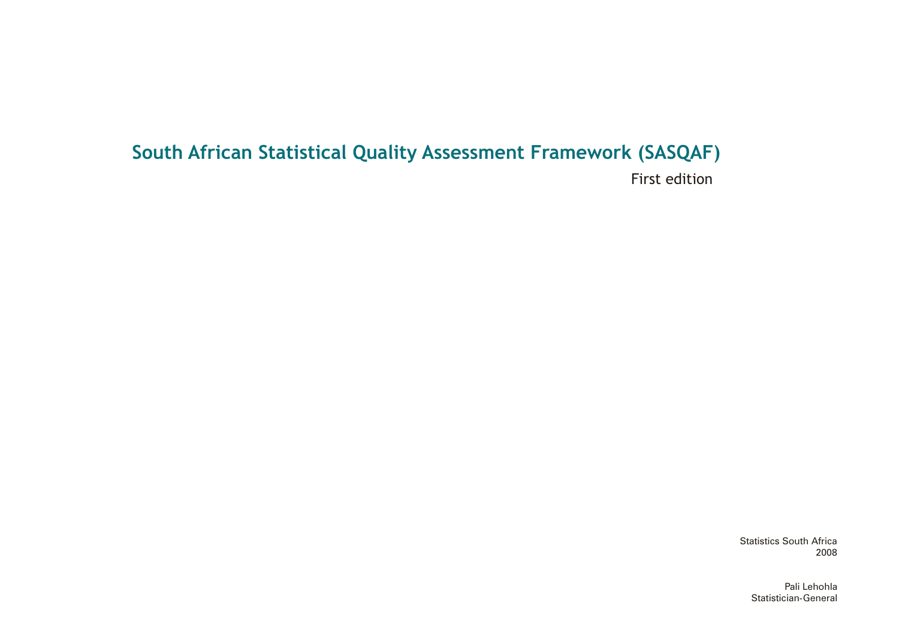# South African Statistical Quality Assessment Framework (SASQAF)

First edition

Statistics South Africa
2008

Pali Lehohla
Statistician-General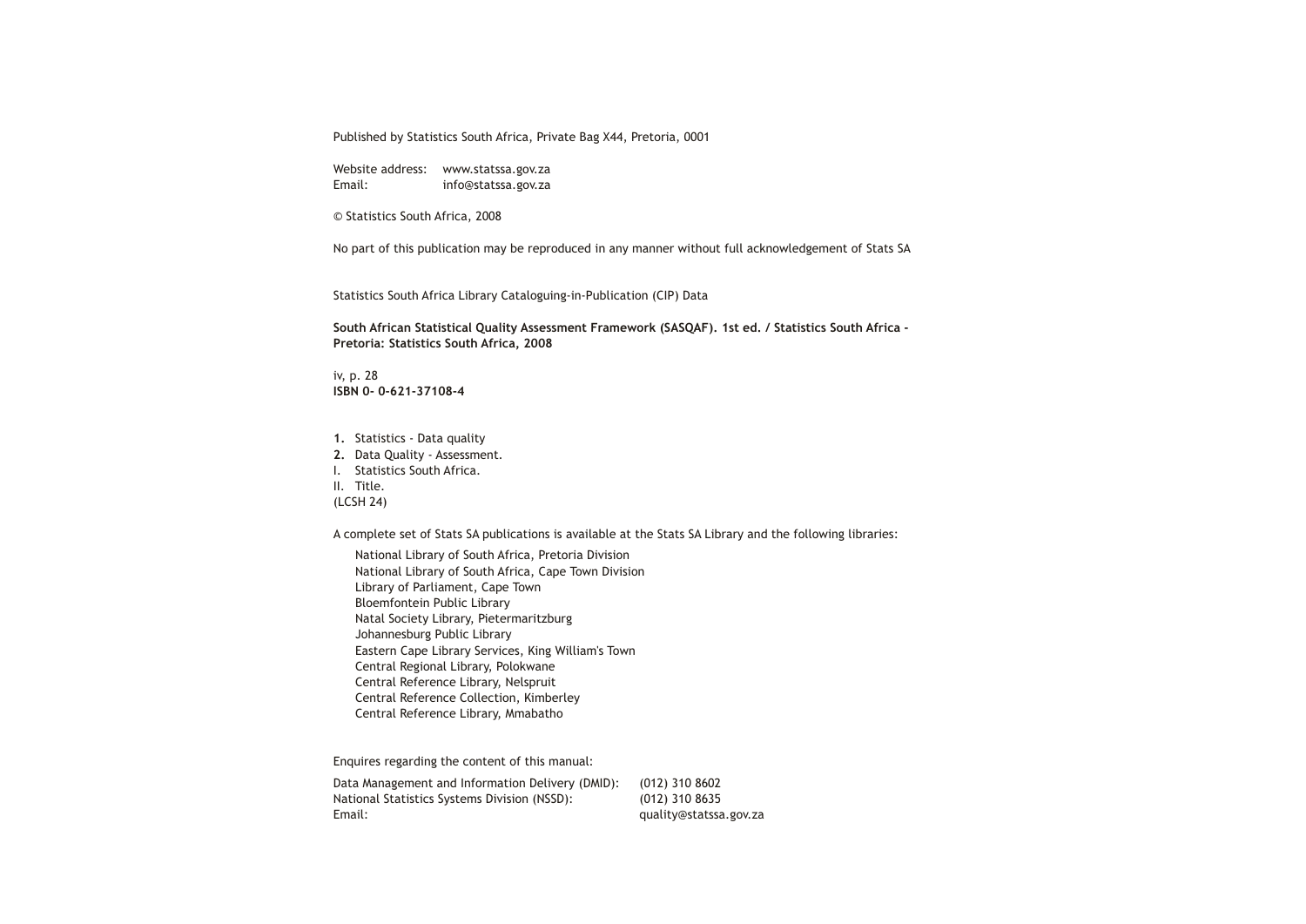Published by Statistics South Africa, Private Bag X44, Pretoria, 0001

Website address: www.statssa.gov.za
Email: info@statssa.gov.za

© Statistics South Africa, 2008

No part of this publication may be reproduced in any manner without full acknowledgement of Stats SA

Statistics South Africa Library Cataloguing-in-Publication (CIP) Data

**South African Statistical Quality Assessment Framework (SASQAF). 1st ed. / Statistics South Africa - Pretoria: Statistics South Africa, 2008**

iv, p. 28
**ISBN 0- 0-621-37108-4**

**1.** Statistics - Data quality
**2.** Data Quality - Assessment.
I. Statistics South Africa.
II. Title.
(LCSH 24)

A complete set of Stats SA publications is available at the Stats SA Library and the following libraries:

- National Library of South Africa, Pretoria Division
- National Library of South Africa, Cape Town Division
- Library of Parliament, Cape Town
- Bloemfontein Public Library
- Natal Society Library, Pietermaritzburg
- Johannesburg Public Library
- Eastern Cape Library Services, King William's Town
- Central Regional Library, Polokwane
- Central Reference Library, Nelspruit
- Central Reference Collection, Kimberley
- Central Reference Library, Mmabatho

Enquires regarding the content of this manual:

Data Management and Information Delivery (DMID): (012) 310 8602
National Statistics Systems Division (NSSD): (012) 310 8635
Email: quality@statssa.gov.za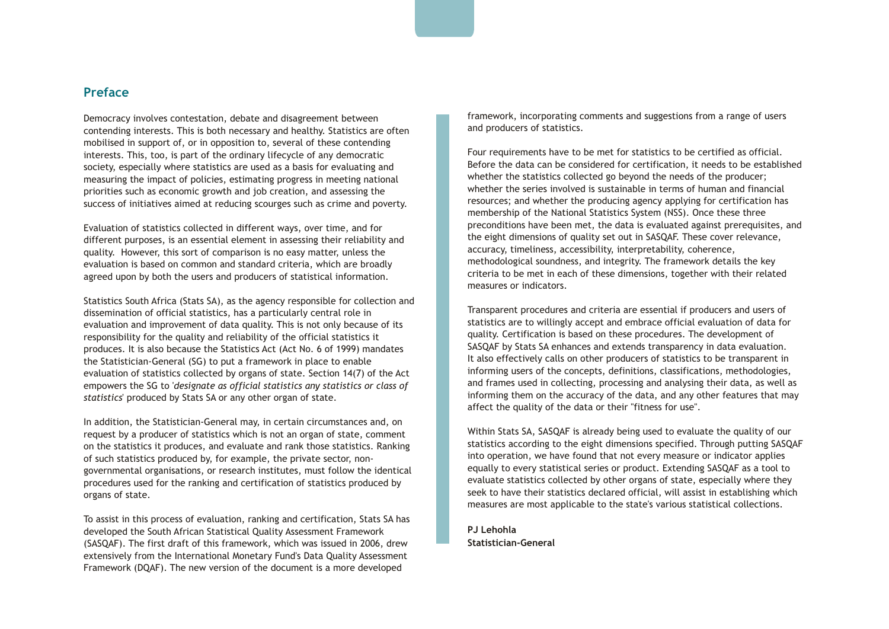## Preface

Democracy involves contestation, debate and disagreement between contending interests. This is both necessary and healthy. Statistics are often mobilised in support of, or in opposition to, several of these contending interests. This, too, is part of the ordinary lifecycle of any democratic society, especially where statistics are used as a basis for evaluating and measuring the impact of policies, estimating progress in meeting national priorities such as economic growth and job creation, and assessing the success of initiatives aimed at reducing scourges such as crime and poverty.

Evaluation of statistics collected in different ways, over time, and for different purposes, is an essential element in assessing their reliability and quality. However, this sort of comparison is no easy matter, unless the evaluation is based on common and standard criteria, which are broadly agreed upon by both the users and producers of statistical information.

Statistics South Africa (Stats SA), as the agency responsible for collection and dissemination of official statistics, has a particularly central role in evaluation and improvement of data quality. This is not only because of its responsibility for the quality and reliability of the official statistics it produces. It is also because the Statistics Act (Act No. 6 of 1999) mandates the Statistician-General (SG) to put a framework in place to enable evaluation of statistics collected by organs of state. Section 14(7) of the Act empowers the SG to '*designate as official statistics any statistics or class of statistics*' produced by Stats SA or any other organ of state.

In addition, the Statistician-General may, in certain circumstances and, on request by a producer of statistics which is not an organ of state, comment on the statistics it produces, and evaluate and rank those statistics. Ranking of such statistics produced by, for example, the private sector, non-governmental organisations, or research institutes, must follow the identical procedures used for the ranking and certification of statistics produced by organs of state.

To assist in this process of evaluation, ranking and certification, Stats SA has developed the South African Statistical Quality Assessment Framework (SASQAF). The first draft of this framework, which was issued in 2006, drew extensively from the International Monetary Fund's Data Quality Assessment Framework (DQAF). The new version of the document is a more developed framework, incorporating comments and suggestions from a range of users and producers of statistics.

Four requirements have to be met for statistics to be certified as official. Before the data can be considered for certification, it needs to be established whether the statistics collected go beyond the needs of the producer; whether the series involved is sustainable in terms of human and financial resources; and whether the producing agency applying for certification has membership of the National Statistics System (NSS). Once these three preconditions have been met, the data is evaluated against prerequisites, and the eight dimensions of quality set out in SASQAF. These cover relevance, accuracy, timeliness, accessibility, interpretability, coherence, methodological soundness, and integrity. The framework details the key criteria to be met in each of these dimensions, together with their related measures or indicators.

Transparent procedures and criteria are essential if producers and users of statistics are to willingly accept and embrace official evaluation of data for quality. Certification is based on these procedures. The development of SASQAF by Stats SA enhances and extends transparency in data evaluation. It also effectively calls on other producers of statistics to be transparent in informing users of the concepts, definitions, classifications, methodologies, and frames used in collecting, processing and analysing their data, as well as informing them on the accuracy of the data, and any other features that may affect the quality of the data or their "fitness for use".

Within Stats SA, SASQAF is already being used to evaluate the quality of our statistics according to the eight dimensions specified. Through putting SASQAF into operation, we have found that not every measure or indicator applies equally to every statistical series or product. Extending SASQAF as a tool to evaluate statistics collected by other organs of state, especially where they seek to have their statistics declared official, will assist in establishing which measures are most applicable to the state's various statistical collections.

**PJ Lehohla**
**Statistician-General**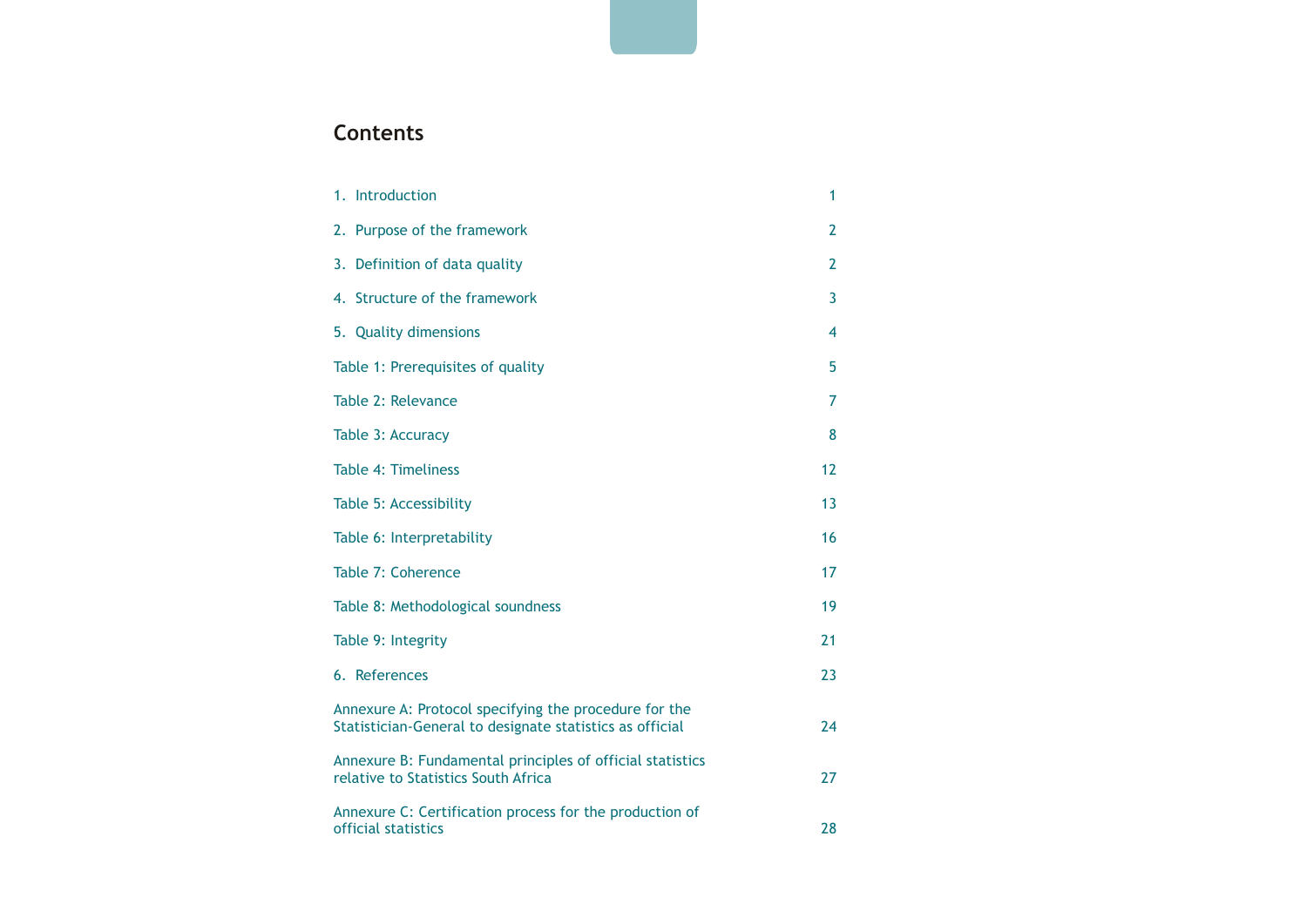## Contents

| | |
|---|---|
| 1. Introduction | 1 |
| 2. Purpose of the framework | 2 |
| 3. Definition of data quality | 2 |
| 4. Structure of the framework | 3 |
| 5. Quality dimensions | 4 |
| Table 1: Prerequisites of quality | 5 |
| Table 2: Relevance | 7 |
| Table 3: Accuracy | 8 |
| Table 4: Timeliness | 12 |
| Table 5: Accessibility | 13 |
| Table 6: Interpretability | 16 |
| Table 7: Coherence | 17 |
| Table 8: Methodological soundness | 19 |
| Table 9: Integrity | 21 |
| 6. References | 23 |
| Annexure A: Protocol specifying the procedure for the Statistician-General to designate statistics as official | 24 |
| Annexure B: Fundamental principles of official statistics relative to Statistics South Africa | 27 |
| Annexure C: Certification process for the production of official statistics | 28 |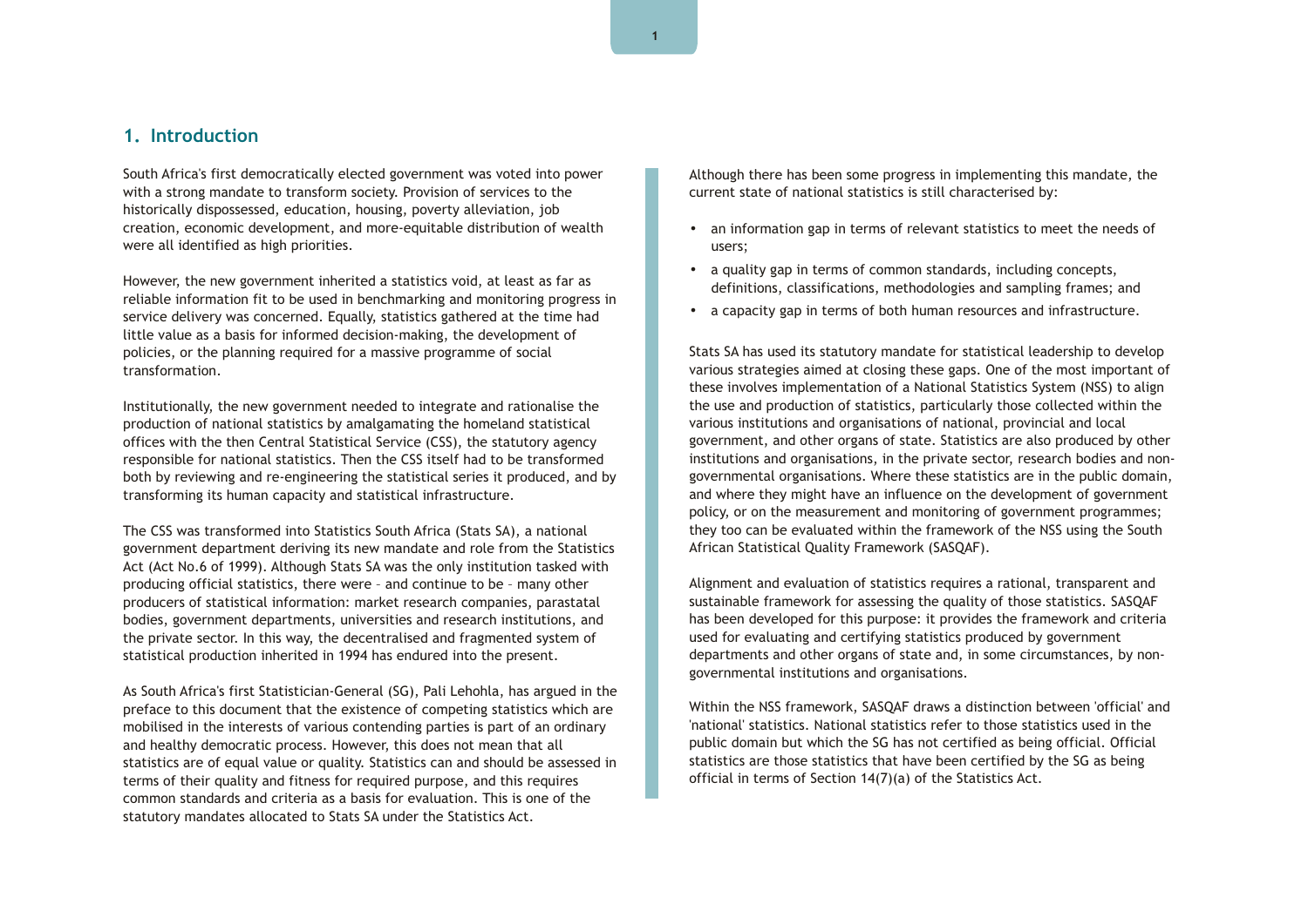## 1. Introduction

South Africa's first democratically elected government was voted into power with a strong mandate to transform society. Provision of services to the historically dispossessed, education, housing, poverty alleviation, job creation, economic development, and more-equitable distribution of wealth were all identified as high priorities.

However, the new government inherited a statistics void, at least as far as reliable information fit to be used in benchmarking and monitoring progress in service delivery was concerned. Equally, statistics gathered at the time had little value as a basis for informed decision-making, the development of policies, or the planning required for a massive programme of social transformation.

Institutionally, the new government needed to integrate and rationalise the production of national statistics by amalgamating the homeland statistical offices with the then Central Statistical Service (CSS), the statutory agency responsible for national statistics. Then the CSS itself had to be transformed both by reviewing and re-engineering the statistical series it produced, and by transforming its human capacity and statistical infrastructure.

The CSS was transformed into Statistics South Africa (Stats SA), a national government department deriving its new mandate and role from the Statistics Act (Act No.6 of 1999). Although Stats SA was the only institution tasked with producing official statistics, there were – and continue to be – many other producers of statistical information: market research companies, parastatal bodies, government departments, universities and research institutions, and the private sector. In this way, the decentralised and fragmented system of statistical production inherited in 1994 has endured into the present.

As South Africa's first Statistician-General (SG), Pali Lehohla, has argued in the preface to this document that the existence of competing statistics which are mobilised in the interests of various contending parties is part of an ordinary and healthy democratic process. However, this does not mean that all statistics are of equal value or quality. Statistics can and should be assessed in terms of their quality and fitness for required purpose, and this requires common standards and criteria as a basis for evaluation. This is one of the statutory mandates allocated to Stats SA under the Statistics Act.

Although there has been some progress in implementing this mandate, the current state of national statistics is still characterised by:

- an information gap in terms of relevant statistics to meet the needs of users;
- a quality gap in terms of common standards, including concepts, definitions, classifications, methodologies and sampling frames; and
- a capacity gap in terms of both human resources and infrastructure.

Stats SA has used its statutory mandate for statistical leadership to develop various strategies aimed at closing these gaps. One of the most important of these involves implementation of a National Statistics System (NSS) to align the use and production of statistics, particularly those collected within the various institutions and organisations of national, provincial and local government, and other organs of state. Statistics are also produced by other institutions and organisations, in the private sector, research bodies and non-governmental organisations. Where these statistics are in the public domain, and where they might have an influence on the development of government policy, or on the measurement and monitoring of government programmes; they too can be evaluated within the framework of the NSS using the South African Statistical Quality Framework (SASQAF).

Alignment and evaluation of statistics requires a rational, transparent and sustainable framework for assessing the quality of those statistics. SASQAF has been developed for this purpose: it provides the framework and criteria used for evaluating and certifying statistics produced by government departments and other organs of state and, in some circumstances, by non-governmental institutions and organisations.

Within the NSS framework, SASQAF draws a distinction between 'official' and 'national' statistics. National statistics refer to those statistics used in the public domain but which the SG has not certified as being official. Official statistics are those statistics that have been certified by the SG as being official in terms of Section 14(7)(a) of the Statistics Act.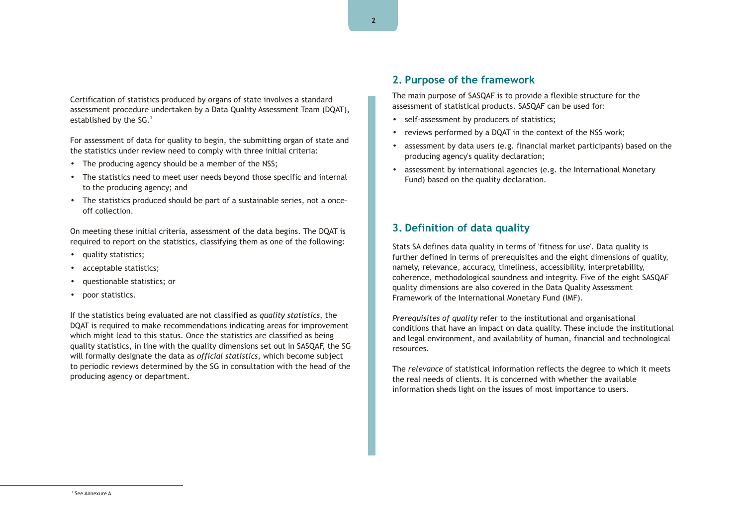Certification of statistics produced by organs of state involves a standard assessment procedure undertaken by a Data Quality Assessment Team (DQAT), established by the SG.[1]

For assessment of data for quality to begin, the submitting organ of state and the statistics under review need to comply with three initial criteria:

- The producing agency should be a member of the NSS;
- The statistics need to meet user needs beyond those specific and internal to the producing agency; and
- The statistics produced should be part of a sustainable series, not a once-off collection.

On meeting these initial criteria, assessment of the data begins. The DQAT is required to report on the statistics, classifying them as one of the following:

- quality statistics;
- acceptable statistics;
- questionable statistics; or
- poor statistics.

If the statistics being evaluated are not classified as *quality statistics,* the DQAT is required to make recommendations indicating areas for improvement which might lead to this status. Once the statistics are classified as being quality statistics, in line with the quality dimensions set out in SASQAF, the SG will formally designate the data as *official statistics*, which become subject to periodic reviews determined by the SG in consultation with the head of the producing agency or department.

[1] See Annexure A

## 2. Purpose of the framework

The main purpose of SASQAF is to provide a flexible structure for the assessment of statistical products. SASQAF can be used for:

- self-assessment by producers of statistics;
- reviews performed by a DQAT in the context of the NSS work;
- assessment by data users (e.g. financial market participants) based on the producing agency's quality declaration;
- assessment by international agencies (e.g. the International Monetary Fund) based on the quality declaration.

## 3. Definition of data quality

Stats SA defines data quality in terms of 'fitness for use'. Data quality is further defined in terms of prerequisites and the eight dimensions of quality, namely, relevance, accuracy, timeliness, accessibility, interpretability, coherence, methodological soundness and integrity. Five of the eight SASQAF quality dimensions are also covered in the Data Quality Assessment Framework of the International Monetary Fund (IMF).

*Prerequisites of quality* refer to the institutional and organisational conditions that have an impact on data quality. These include the institutional and legal environment, and availability of human, financial and technological resources.

The *relevance* of statistical information reflects the degree to which it meets the real needs of clients. It is concerned with whether the available information sheds light on the issues of most importance to users.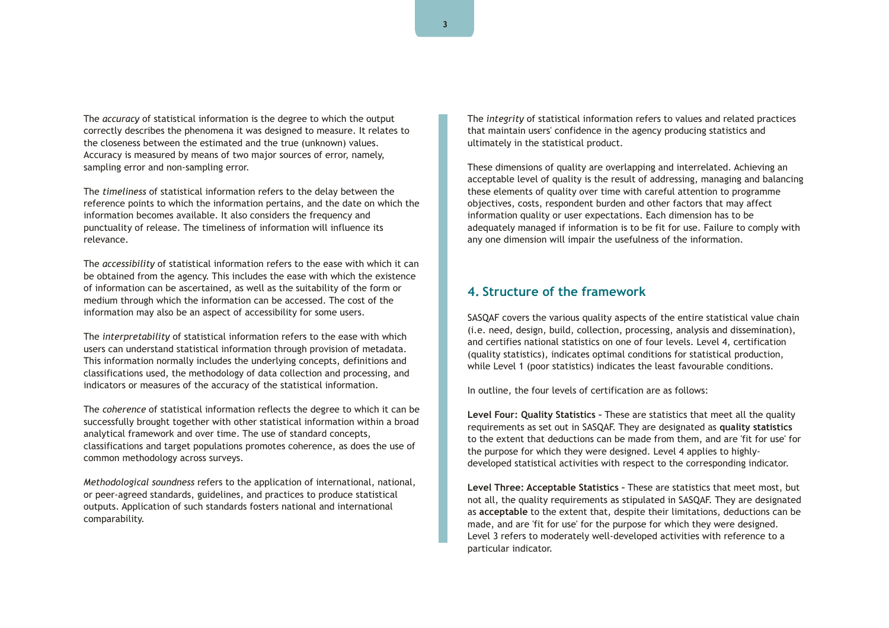The *accuracy* of statistical information is the degree to which the output correctly describes the phenomena it was designed to measure. It relates to the closeness between the estimated and the true (unknown) values. Accuracy is measured by means of two major sources of error, namely, sampling error and non-sampling error.

The *timeliness* of statistical information refers to the delay between the reference points to which the information pertains, and the date on which the information becomes available. It also considers the frequency and punctuality of release. The timeliness of information will influence its relevance.

The *accessibility* of statistical information refers to the ease with which it can be obtained from the agency. This includes the ease with which the existence of information can be ascertained, as well as the suitability of the form or medium through which the information can be accessed. The cost of the information may also be an aspect of accessibility for some users.

The *interpretability* of statistical information refers to the ease with which users can understand statistical information through provision of metadata. This information normally includes the underlying concepts, definitions and classifications used, the methodology of data collection and processing, and indicators or measures of the accuracy of the statistical information.

The *coherence* of statistical information reflects the degree to which it can be successfully brought together with other statistical information within a broad analytical framework and over time. The use of standard concepts, classifications and target populations promotes coherence, as does the use of common methodology across surveys.

*Methodological soundness* refers to the application of international, national, or peer-agreed standards, guidelines, and practices to produce statistical outputs. Application of such standards fosters national and international comparability.

The *integrity* of statistical information refers to values and related practices that maintain users' confidence in the agency producing statistics and ultimately in the statistical product.

These dimensions of quality are overlapping and interrelated. Achieving an acceptable level of quality is the result of addressing, managing and balancing these elements of quality over time with careful attention to programme objectives, costs, respondent burden and other factors that may affect information quality or user expectations. Each dimension has to be adequately managed if information is to be fit for use. Failure to comply with any one dimension will impair the usefulness of the information.

## 4. Structure of the framework

SASQAF covers the various quality aspects of the entire statistical value chain (i.e. need, design, build, collection, processing, analysis and dissemination), and certifies national statistics on one of four levels. Level 4, certification (quality statistics), indicates optimal conditions for statistical production, while Level 1 (poor statistics) indicates the least favourable conditions.

In outline, the four levels of certification are as follows:

**Level Four: Quality Statistics** – These are statistics that meet all the quality requirements as set out in SASQAF. They are designated as **quality statistics** to the extent that deductions can be made from them, and are 'fit for use' for the purpose for which they were designed. Level 4 applies to highly-developed statistical activities with respect to the corresponding indicator.

**Level Three: Acceptable Statistics** – These are statistics that meet most, but not all, the quality requirements as stipulated in SASQAF. They are designated as **acceptable** to the extent that, despite their limitations, deductions can be made, and are 'fit for use' for the purpose for which they were designed. Level 3 refers to moderately well-developed activities with reference to a particular indicator.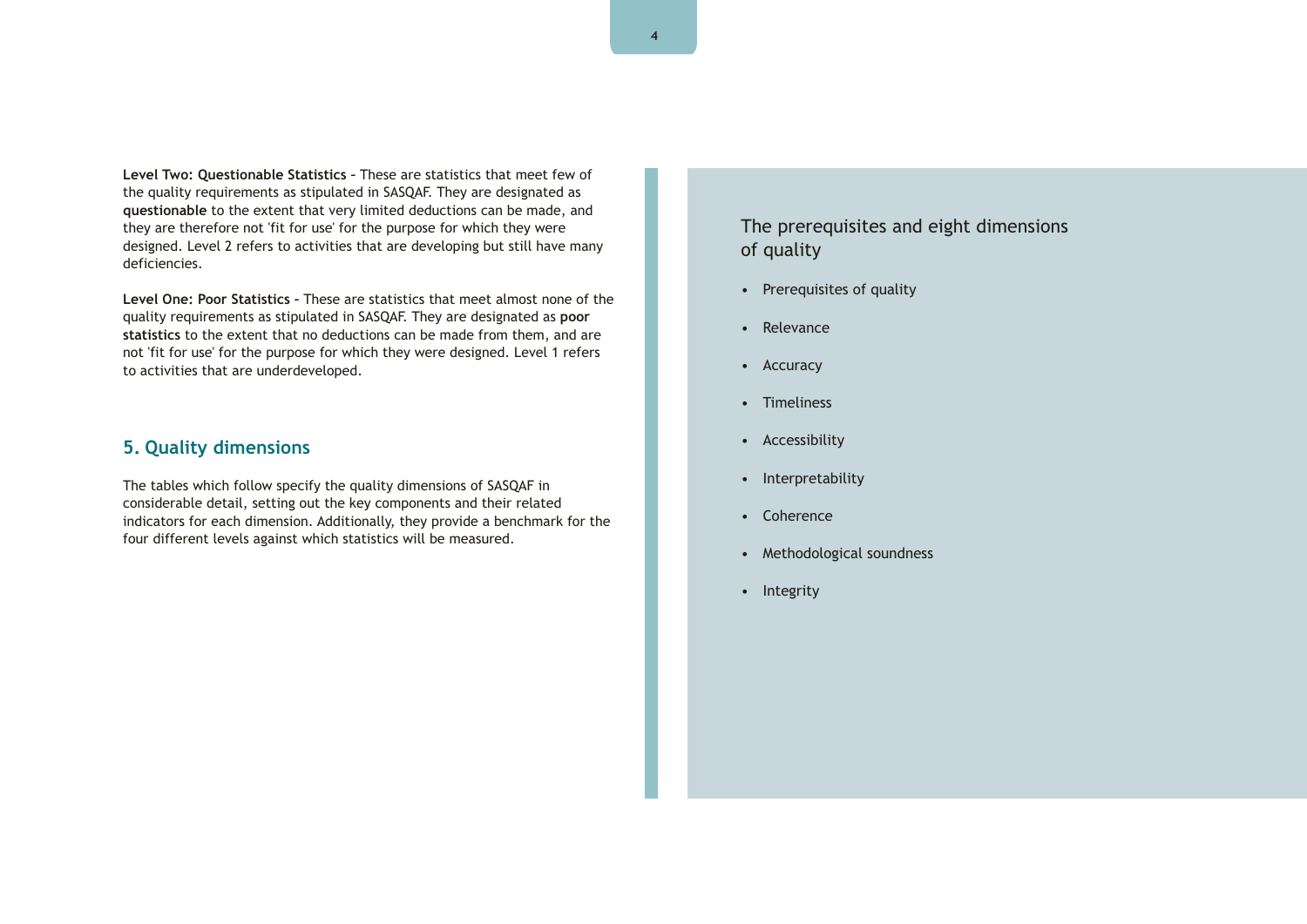**Level Two: Questionable Statistics** – These are statistics that meet few of the quality requirements as stipulated in SASQAF. They are designated as **questionable** to the extent that very limited deductions can be made, and they are therefore not 'fit for use' for the purpose for which they were designed. Level 2 refers to activities that are developing but still have many deficiencies.

**Level One: Poor Statistics** – These are statistics that meet almost none of the quality requirements as stipulated in SASQAF. They are designated as **poor statistics** to the extent that no deductions can be made from them, and are not 'fit for use' for the purpose for which they were designed. Level 1 refers to activities that are underdeveloped.

## 5. Quality dimensions

The tables which follow specify the quality dimensions of SASQAF in considerable detail, setting out the key components and their related indicators for each dimension. Additionally, they provide a benchmark for the four different levels against which statistics will be measured.

The prerequisites and eight dimensions of quality

- Prerequisites of quality
- Relevance
- Accuracy
- Timeliness
- Accessibility
- Interpretability
- Coherence
- Methodological soundness
- Integrity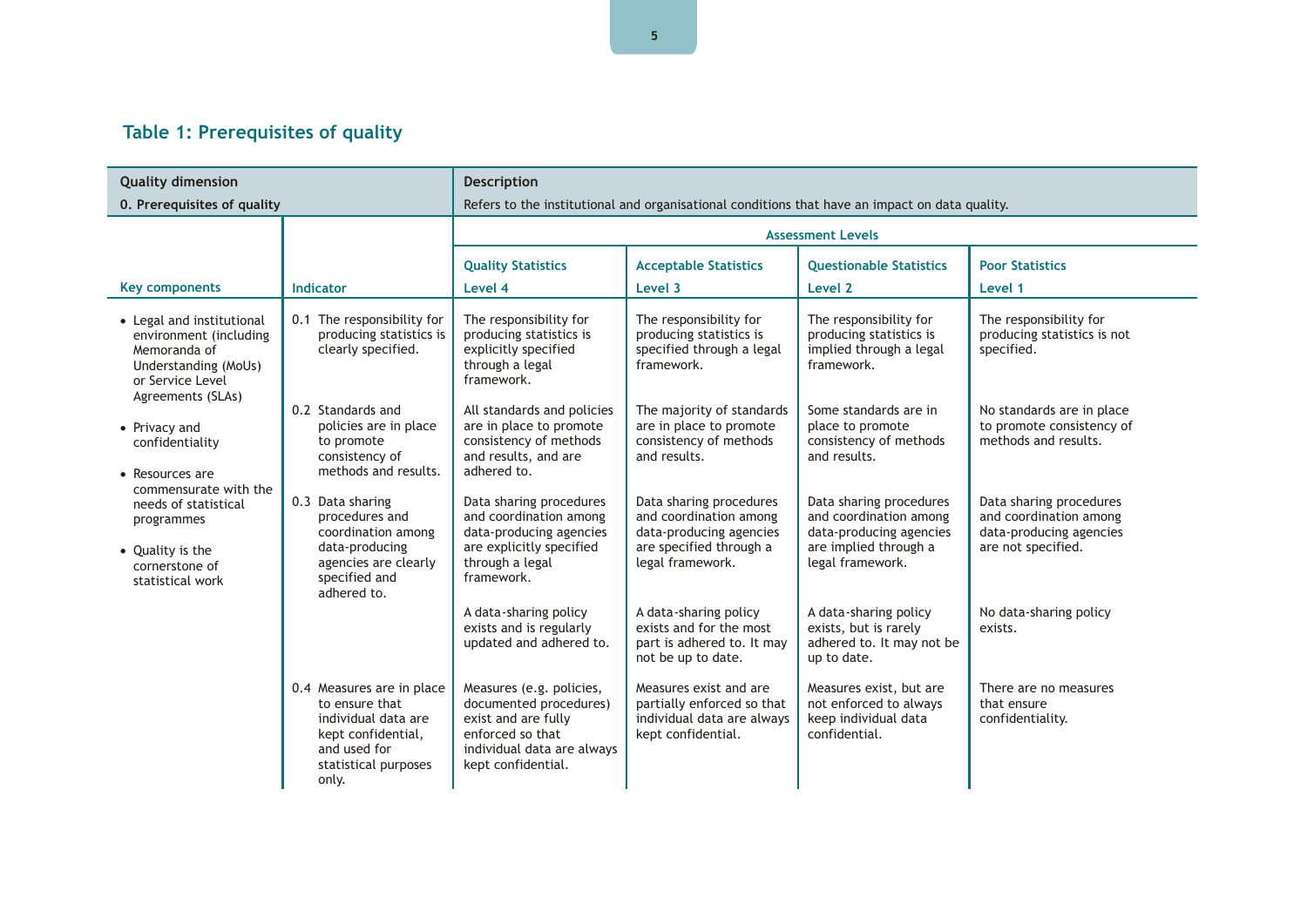## Table 1: Prerequisites of quality

| Quality dimension | | Description | | | |
|---|---|---|---|---|---|
| **0. Prerequisites of quality** | | Refers to the institutional and organisational conditions that have an impact on data quality. | | | |
| | | **Assessment Levels** | | | |
| **Key components** | **Indicator** | **Quality Statistics Level 4** | **Acceptable Statistics Level 3** | **Questionable Statistics Level 2** | **Poor Statistics Level 1** |
| • Legal and institutional environment (including Memoranda of Understanding (MoUs) or Service Level Agreements (SLAs)) • Privacy and confidentiality • Resources are commensurate with the needs of statistical programmes • Quality is the cornerstone of statistical work | 0.1 The responsibility for producing statistics is clearly specified. | The responsibility for producing statistics is explicitly specified through a legal framework. | The responsibility for producing statistics is specified through a legal framework. | The responsibility for producing statistics is implied through a legal framework. | The responsibility for producing statistics is not specified. |
| | 0.2 Standards and policies are in place to promote consistency of methods and results. | All standards and policies are in place to promote consistency of methods and results, and are adhered to. | The majority of standards are in place to promote consistency of methods and results. | Some standards are in place to promote consistency of methods and results. | No standards are in place to promote consistency of methods and results. |
| | 0.3 Data sharing procedures and coordination among data-producing agencies are clearly specified and adhered to. | Data sharing procedures and coordination among data-producing agencies are explicitly specified through a legal framework. | Data sharing procedures and coordination among data-producing agencies are specified through a legal framework. | Data sharing procedures and coordination among data-producing agencies are implied through a legal framework. | Data sharing procedures and coordination among data-producing agencies are not specified. |
| | | A data-sharing policy exists and is regularly updated and adhered to. | A data-sharing policy exists and for the most part is adhered to. It may not be up to date. | A data-sharing policy exists, but is rarely adhered to. It may not be up to date. | No data-sharing policy exists. |
| | 0.4 Measures are in place to ensure that individual data are kept confidential, and used for statistical purposes only. | Measures (e.g. policies, documented procedures) exist and are fully enforced so that individual data are always kept confidential. | Measures exist and are partially enforced so that individual data are always kept confidential. | Measures exist, but are not enforced to always keep individual data confidential. | There are no measures that ensure confidentiality. |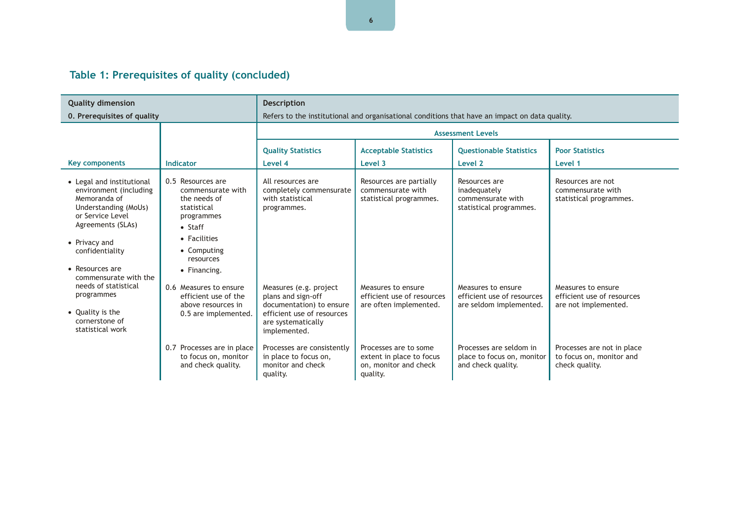## Table 1: Prerequisites of quality (concluded)

| Quality dimension | | Description | | | |
|---|---|---|---|---|---|
| **0. Prerequisites of quality** | | Refers to the institutional and organisational conditions that have an impact on data quality. | | | |
| | | Assessment Levels | | | |
| Key components | Indicator | Quality Statistics<br>Level 4 | Acceptable Statistics<br>Level 3 | Questionable Statistics<br>Level 2 | Poor Statistics<br>Level 1 |
| • Legal and institutional environment (including Memoranda of Understanding (MoUs) or Service Level Agreements (SLAs)<br>• Privacy and confidentiality<br>• Resources are commensurate with the needs of statistical programmes<br>• Quality is the cornerstone of statistical work | 0.5 Resources are commensurate with the needs of statistical programmes<br>• Staff<br>• Facilities<br>• Computing resources<br>• Financing. | All resources are completely commensurate with statistical programmes. | Resources are partially commensurate with statistical programmes. | Resources are inadequately commensurate with statistical programmes. | Resources are not commensurate with statistical programmes. |
| | 0.6 Measures to ensure efficient use of the above resources in 0.5 are implemented. | Measures (e.g. project plans and sign-off documentation) to ensure efficient use of resources are systematically implemented. | Measures to ensure efficient use of resources are often implemented. | Measures to ensure efficient use of resources are seldom implemented. | Measures to ensure efficient use of resources are not implemented. |
| | 0.7 Processes are in place to focus on, monitor and check quality. | Processes are consistently in place to focus on, monitor and check quality. | Processes are to some extent in place to focus on, monitor and check quality. | Processes are seldom in place to focus on, monitor and check quality. | Processes are not in place to focus on, monitor and check quality. |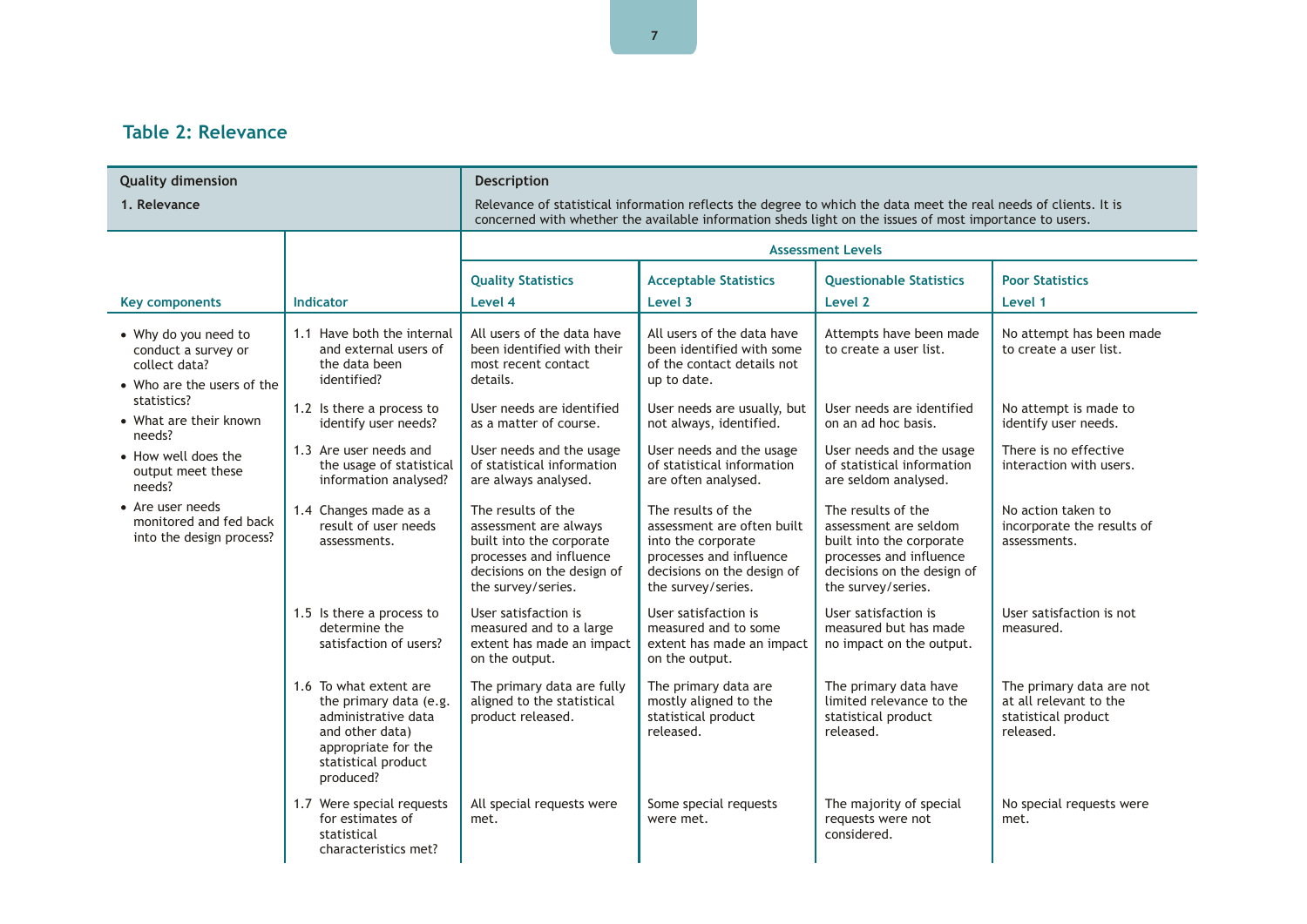## Table 2: Relevance

| Quality dimension<br>1. Relevance | | Description<br>Relevance of statistical information reflects the degree to which the data meet the real needs of clients. It is concerned with whether the available information sheds light on the issues of most importance to users. | | | |
|---|---|---|---|---|---|
| | | Assessment Levels | | | |
| Key components | Indicator | Quality Statistics<br>Level 4 | Acceptable Statistics<br>Level 3 | Questionable Statistics<br>Level 2 | Poor Statistics<br>Level 1 |
| • Why do you need to conduct a survey or collect data?<br>• Who are the users of the statistics?<br>• What are their known needs?<br>• How well does the output meet these needs?<br>• Are user needs monitored and fed back into the design process? | 1.1 Have both the internal and external users of the data been identified? | All users of the data have been identified with their most recent contact details. | All users of the data have been identified with some of the contact details not up to date. | Attempts have been made to create a user list. | No attempt has been made to create a user list. |
| | 1.2 Is there a process to identify user needs? | User needs are identified as a matter of course. | User needs are usually, but not always, identified. | User needs are identified on an ad hoc basis. | No attempt is made to identify user needs. |
| | 1.3 Are user needs and the usage of statistical information analysed? | User needs and the usage of statistical information are always analysed. | User needs and the usage of statistical information are often analysed. | User needs and the usage of statistical information are seldom analysed. | There is no effective interaction with users. |
| | 1.4 Changes made as a result of user needs assessments. | The results of the assessment are always built into the corporate processes and influence decisions on the design of the survey/series. | The results of the assessment are often built into the corporate processes and influence decisions on the design of the survey/series. | The results of the assessment are seldom built into the corporate processes and influence decisions on the design of the survey/series. | No action taken to incorporate the results of assessments. |
| | 1.5 Is there a process to determine the satisfaction of users? | User satisfaction is measured and to a large extent has made an impact on the output. | User satisfaction is measured and to some extent has made an impact on the output. | User satisfaction is measured but has made no impact on the output. | User satisfaction is not measured. |
| | 1.6 To what extent are the primary data (e.g. administrative data and other data) appropriate for the statistical product produced? | The primary data are fully aligned to the statistical product released. | The primary data are mostly aligned to the statistical product released. | The primary data have limited relevance to the statistical product released. | The primary data are not at all relevant to the statistical product released. |
| | 1.7 Were special requests for estimates of statistical characteristics met? | All special requests were met. | Some special requests were met. | The majority of special requests were not considered. | No special requests were met. |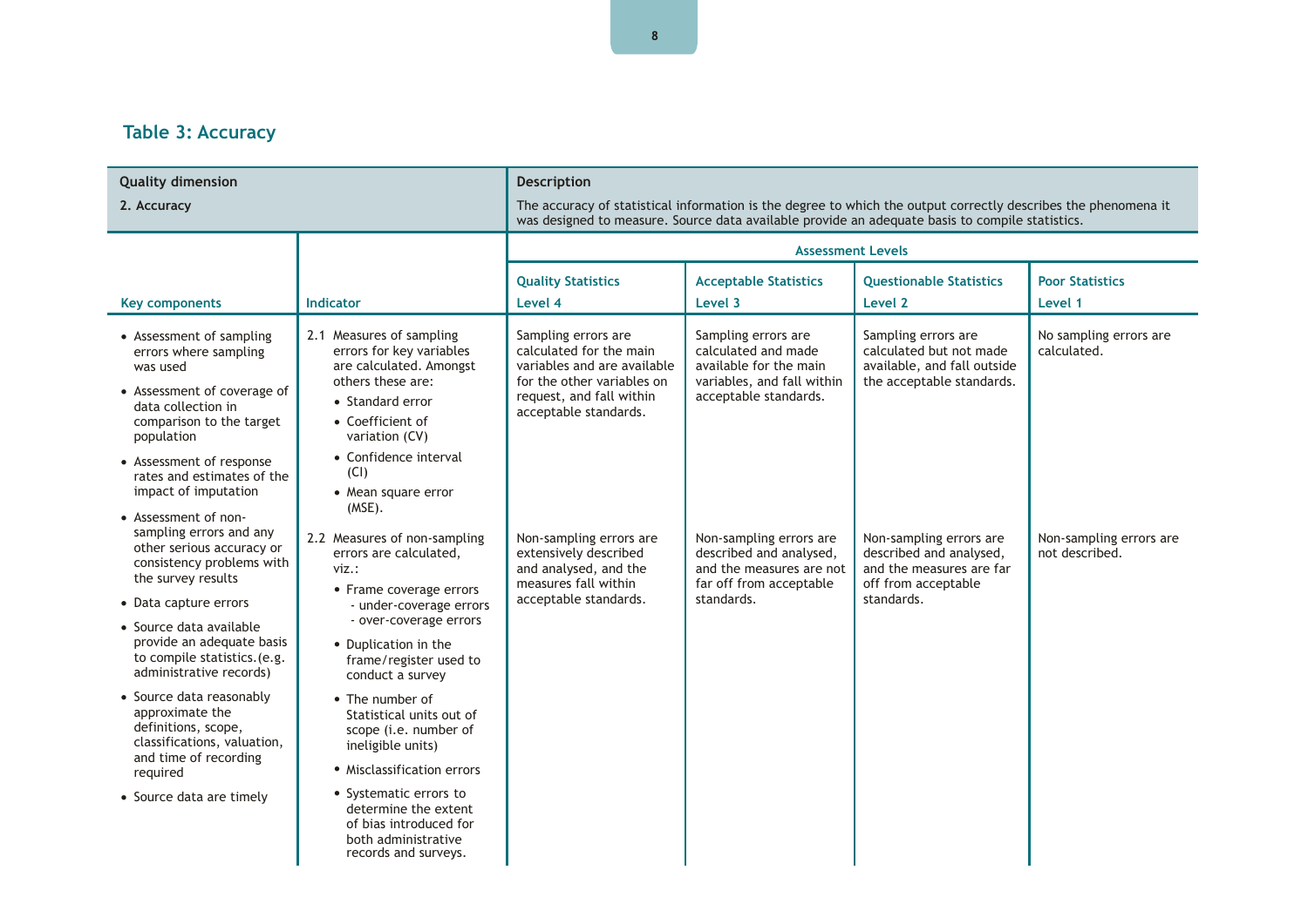## Table 3: Accuracy

| Quality dimension | | Description | | | |
|---|---|---|---|---|---|
| **2. Accuracy** | | The accuracy of statistical information is the degree to which the output correctly describes the phenomena it was designed to measure. Source data available provide an adequate basis to compile statistics. | | | |
| | | **Assessment Levels** | | | |
| **Key components** | **Indicator** | **Quality Statistics Level 4** | **Acceptable Statistics Level 3** | **Questionable Statistics Level 2** | **Poor Statistics Level 1** |
| • Assessment of sampling errors where sampling was used<br>• Assessment of coverage of data collection in comparison to the target population<br>• Assessment of response rates and estimates of the impact of imputation<br>• Assessment of non-sampling errors and any other serious accuracy or consistency problems with the survey results<br>• Data capture errors<br>• Source data available provide an adequate basis to compile statistics.(e.g. administrative records)<br>• Source data reasonably approximate the definitions, scope, classifications, valuation, and time of recording required<br>• Source data are timely | 2.1 Measures of sampling errors for key variables are calculated. Amongst others these are:<br>• Standard error<br>• Coefficient of variation (CV)<br>• Confidence interval (CI)<br>• Mean square error (MSE). | Sampling errors are calculated for the main variables and are available for the other variables on request, and fall within acceptable standards. | Sampling errors are calculated and made available for the main variables, and fall within acceptable standards. | Sampling errors are calculated but not made available, and fall outside the acceptable standards. | No sampling errors are calculated. |
| | 2.2 Measures of non-sampling errors are calculated, viz.:<br>• Frame coverage errors<br>- under-coverage errors<br>- over-coverage errors<br>• Duplication in the frame/register used to conduct a survey<br>• The number of Statistical units out of scope (i.e. number of ineligible units)<br>• Misclassification errors<br>• Systematic errors to determine the extent of bias introduced for both administrative records and surveys. | Non-sampling errors are extensively described and analysed, and the measures fall within acceptable standards. | Non-sampling errors are described and analysed, and the measures are not far off from acceptable standards. | Non-sampling errors are described and analysed, and the measures are far off from acceptable standards. | Non-sampling errors are not described. |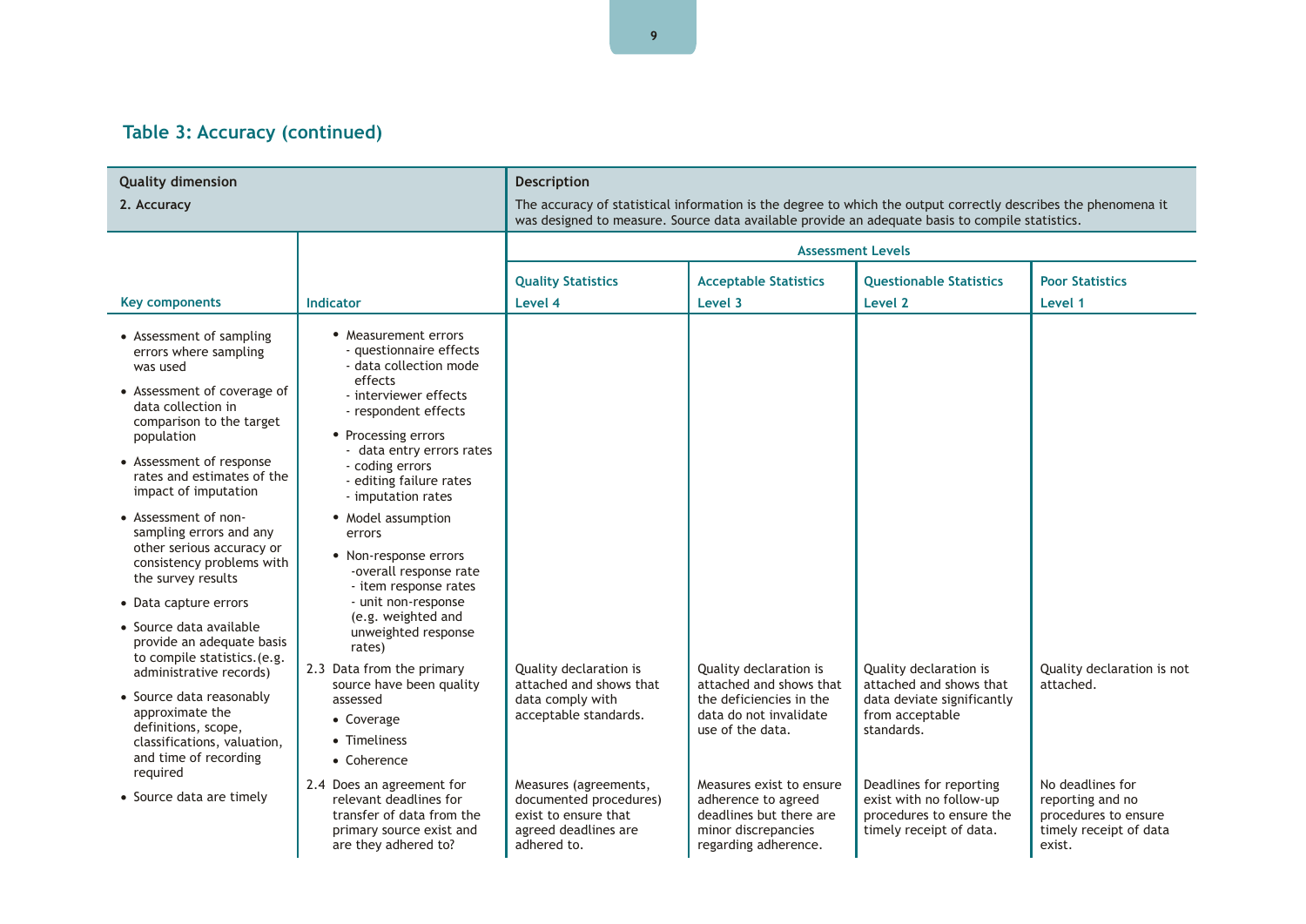## Table 3: Accuracy (continued)

| Quality dimension<br>2. Accuracy | | Description<br>The accuracy of statistical information is the degree to which the output correctly describes the phenomena it was designed to measure. Source data available provide an adequate basis to compile statistics. | | | |
|---|---|---|---|---|---|
| | | Assessment Levels | | | |
| Key components | Indicator | Quality Statistics<br>Level 4 | Acceptable Statistics<br>Level 3 | Questionable Statistics<br>Level 2 | Poor Statistics<br>Level 1 |
| • Assessment of sampling errors where sampling was used<br>• Assessment of coverage of data collection in comparison to the target population<br>• Assessment of response rates and estimates of the impact of imputation<br>• Assessment of non-sampling errors and any other serious accuracy or consistency problems with the survey results<br>• Data capture errors<br>• Source data available provide an adequate basis to compile statistics.(e.g. administrative records)<br>• Source data reasonably approximate the definitions, scope, classifications, valuation, and time of recording required<br>• Source data are timely | • Measurement errors<br>- questionnaire effects<br>- data collection mode effects<br>- interviewer effects<br>- respondent effects<br>• Processing errors<br>- data entry errors rates<br>- coding errors<br>- editing failure rates<br>- imputation rates<br>• Model assumption errors<br>• Non-response errors<br>-overall response rate<br>- item response rates<br>- unit non-response (e.g. weighted and unweighted response rates) | | | | |
| | 2.3 Data from the primary source have been quality assessed<br>• Coverage<br>• Timeliness<br>• Coherence | Quality declaration is attached and shows that data comply with acceptable standards. | Quality declaration is attached and shows that the deficiencies in the data do not invalidate use of the data. | Quality declaration is attached and shows that data deviate significantly from acceptable standards. | Quality declaration is not attached. |
| | 2.4 Does an agreement for relevant deadlines for transfer of data from the primary source exist and are they adhered to? | Measures (agreements, documented procedures) exist to ensure that agreed deadlines are adhered to. | Measures exist to ensure adherence to agreed deadlines but there are minor discrepancies regarding adherence. | Deadlines for reporting exist with no follow-up procedures to ensure the timely receipt of data. | No deadlines for reporting and no procedures to ensure timely receipt of data exist. |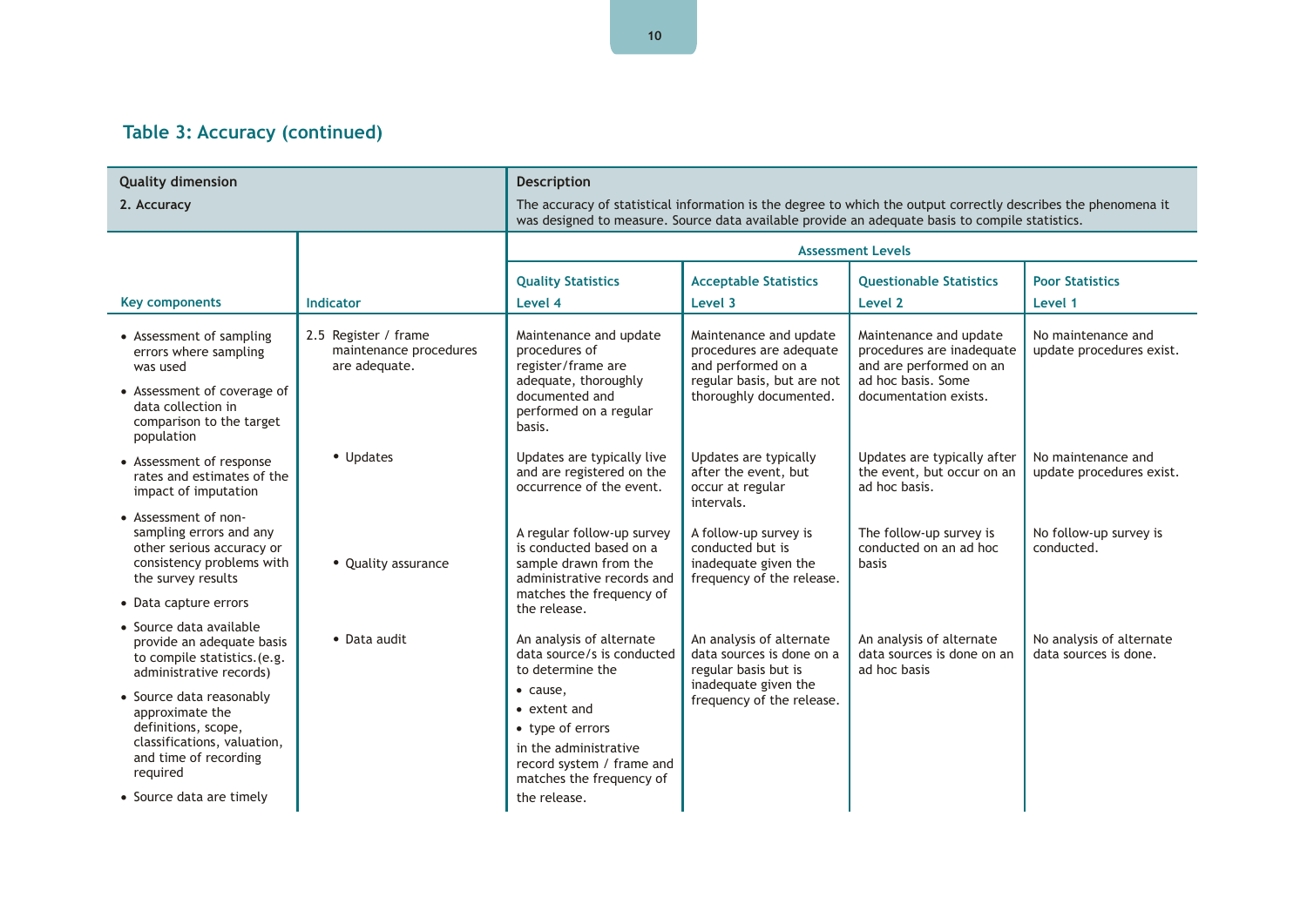## Table 3: Accuracy (continued)

| Quality dimension | | Description | | | |
|---|---|---|---|---|---|
| **2. Accuracy** | | The accuracy of statistical information is the degree to which the output correctly describes the phenomena it was designed to measure. Source data available provide an adequate basis to compile statistics. | | | |
| | | **Assessment Levels** | | | |
| **Key components** | **Indicator** | **Quality Statistics Level 4** | **Acceptable Statistics Level 3** | **Questionable Statistics Level 2** | **Poor Statistics Level 1** |
| • Assessment of sampling errors where sampling was used<br>• Assessment of coverage of data collection in comparison to the target population | 2.5 Register / frame maintenance procedures are adequate. | Maintenance and update procedures of register/frame are adequate, thoroughly documented and performed on a regular basis. | Maintenance and update procedures are adequate and performed on a regular basis, but are not thoroughly documented. | Maintenance and update procedures are inadequate and are performed on an ad hoc basis. Some documentation exists. | No maintenance and update procedures exist. |
| • Assessment of response rates and estimates of the impact of imputation | • Updates | Updates are typically live and are registered on the occurrence of the event. | Updates are typically after the event, but occur at regular intervals. | Updates are typically after the event, but occur on an ad hoc basis. | No maintenance and update procedures exist. |
| • Assessment of non-sampling errors and any other serious accuracy or consistency problems with the survey results<br>• Data capture errors | • Quality assurance | A regular follow-up survey is conducted based on a sample drawn from the administrative records and matches the frequency of the release. | A follow-up survey is conducted but is inadequate given the frequency of the release. | The follow-up survey is conducted on an ad hoc basis | No follow-up survey is conducted. |
| • Source data available provide an adequate basis to compile statistics.(e.g. administrative records)<br>• Source data reasonably approximate the definitions, scope, classifications, valuation, and time of recording required<br>• Source data are timely | • Data audit | An analysis of alternate data source/s is conducted to determine the<br>• cause,<br>• extent and<br>• type of errors<br>in the administrative record system / frame and matches the frequency of the release. | An analysis of alternate data sources is done on a regular basis but is inadequate given the frequency of the release. | An analysis of alternate data sources is done on an ad hoc basis | No analysis of alternate data sources is done. |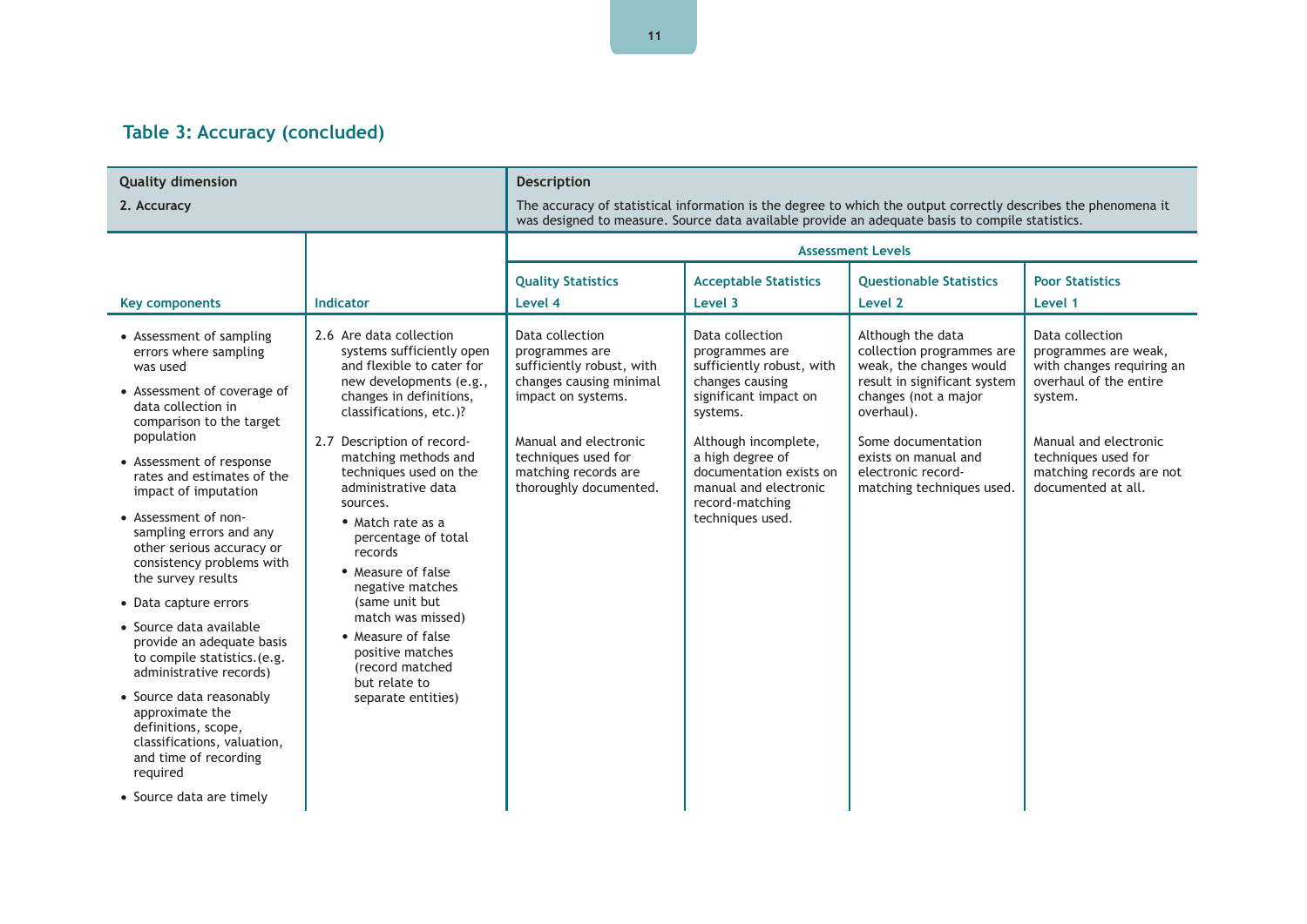## Table 3: Accuracy (concluded)

| Quality dimension<br>2. Accuracy | | Description<br>The accuracy of statistical information is the degree to which the output correctly describes the phenomena it was designed to measure. Source data available provide an adequate basis to compile statistics. | | | |
|---|---|---|---|---|---|
| | | Assessment Levels | | | |
| Key components | Indicator | Quality Statistics<br>Level 4 | Acceptable Statistics<br>Level 3 | Questionable Statistics<br>Level 2 | Poor Statistics<br>Level 1 |
| • Assessment of sampling errors where sampling was used<br>• Assessment of coverage of data collection in comparison to the target population<br>• Assessment of response rates and estimates of the impact of imputation<br>• Assessment of non-sampling errors and any other serious accuracy or consistency problems with the survey results<br>• Data capture errors<br>• Source data available provide an adequate basis to compile statistics.(e.g. administrative records)<br>• Source data reasonably approximate the definitions, scope, classifications, valuation, and time of recording required<br>• Source data are timely | 2.6 Are data collection systems sufficiently open and flexible to cater for new developments (e.g., changes in definitions, classifications, etc.)? | Data collection programmes are sufficiently robust, with changes causing minimal impact on systems. | Data collection programmes are sufficiently robust, with changes causing significant impact on systems. | Although the data collection programmes are weak, the changes would result in significant system changes (not a major overhaul). | Data collection programmes are weak, with changes requiring an overhaul of the entire system. |
| | 2.7 Description of record-matching methods and techniques used on the administrative data sources.<br>• Match rate as a percentage of total records<br>• Measure of false negative matches (same unit but match was missed)<br>• Measure of false positive matches (record matched but relate to separate entities) | Manual and electronic techniques used for matching records are thoroughly documented. | Although incomplete, a high degree of documentation exists on manual and electronic record-matching techniques used. | Some documentation exists on manual and electronic record-matching techniques used. | Manual and electronic techniques used for matching records are not documented at all. |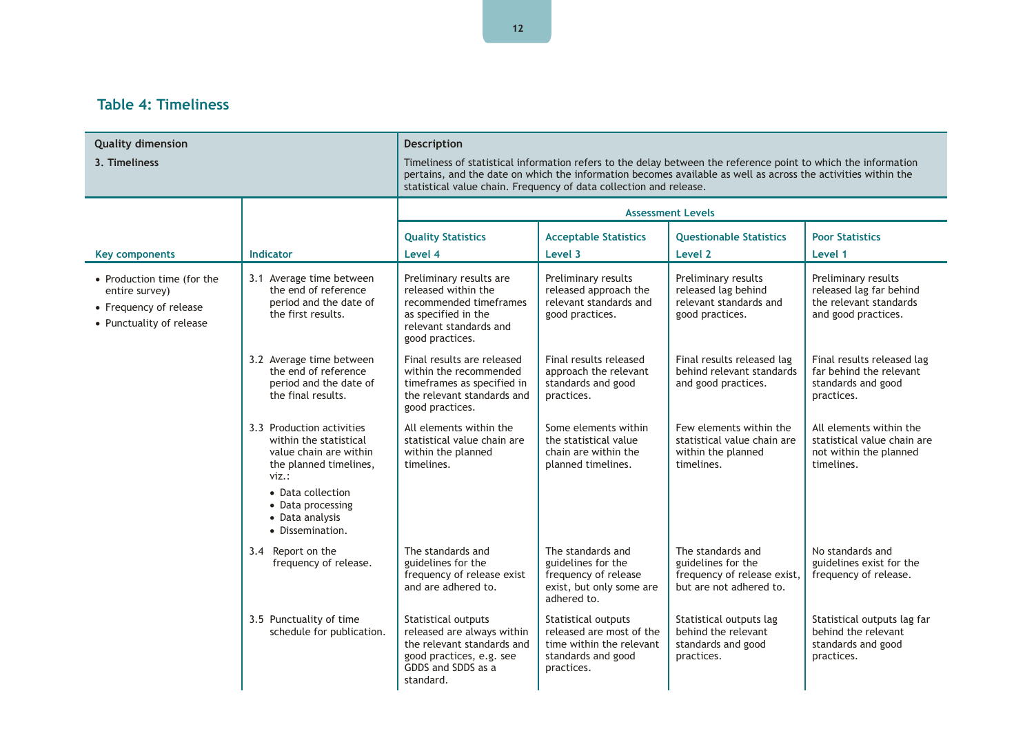## Table 4: Timeliness

| Quality dimension | | Description | | | |
|---|---|---|---|---|---|
| **3. Timeliness** | | Timeliness of statistical information refers to the delay between the reference point to which the information pertains, and the date on which the information becomes available as well as across the activities within the statistical value chain. Frequency of data collection and release. | | | |
| | | **Assessment Levels** | | | |
| **Key components** | **Indicator** | **Quality Statistics Level 4** | **Acceptable Statistics Level 3** | **Questionable Statistics Level 2** | **Poor Statistics Level 1** |
| • Production time (for the entire survey)<br>• Frequency of release<br>• Punctuality of release | 3.1 Average time between the end of reference period and the date of the first results. | Preliminary results are released within the recommended timeframes as specified in the relevant standards and good practices. | Preliminary results released approach the relevant standards and good practices. | Preliminary results released lag behind relevant standards and good practices. | Preliminary results released lag far behind the relevant standards and good practices. |
| | 3.2 Average time between the end of reference period and the date of the final results. | Final results are released within the recommended timeframes as specified in the relevant standards and good practices. | Final results released approach the relevant standards and good practices. | Final results released lag behind relevant standards and good practices. | Final results released lag far behind the relevant standards and good practices. |
| | 3.3 Production activities within the statistical value chain are within the planned timelines, viz.:<br>• Data collection<br>• Data processing<br>• Data analysis<br>• Dissemination. | All elements within the statistical value chain are within the planned timelines. | Some elements within the statistical value chain are within the planned timelines. | Few elements within the statistical value chain are within the planned timelines. | All elements within the statistical value chain are not within the planned timelines. |
| | 3.4 Report on the frequency of release. | The standards and guidelines for the frequency of release exist and are adhered to. | The standards and guidelines for the frequency of release exist, but only some are adhered to. | The standards and guidelines for the frequency of release exist, but are not adhered to. | No standards and guidelines exist for the frequency of release. |
| | 3.5 Punctuality of time schedule for publication. | Statistical outputs released are always within the relevant standards and good practices, e.g. see GDDS and SDDS as a standard. | Statistical outputs released are most of the time within the relevant standards and good practices. | Statistical outputs lag behind the relevant standards and good practices. | Statistical outputs lag far behind the relevant standards and good practices. |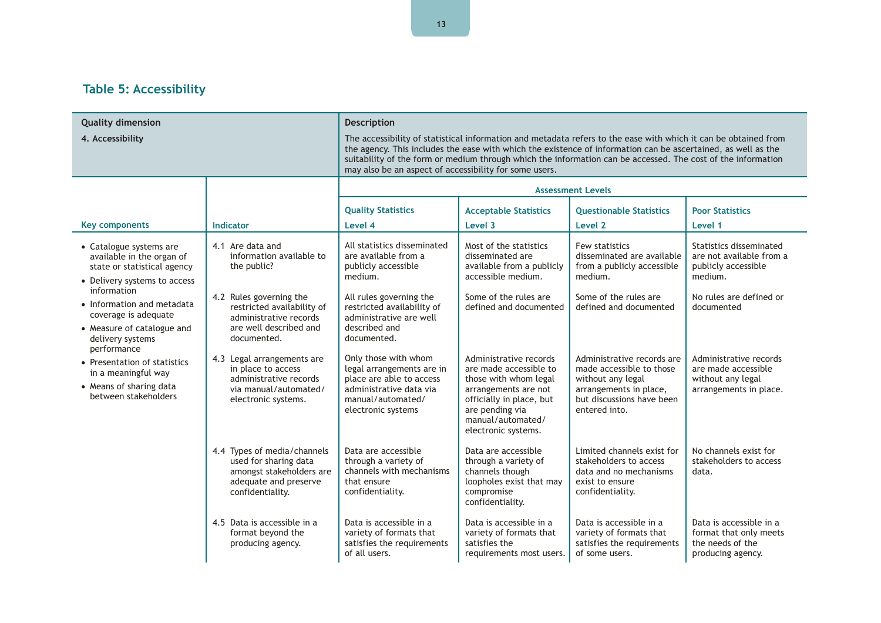## Table 5: Accessibility

| Quality dimension | | Description | | | |
|---|---|---|---|---|---|
| **4. Accessibility** | | The accessibility of statistical information and metadata refers to the ease with which it can be obtained from the agency. This includes the ease with which the existence of information can be ascertained, as well as the suitability of the form or medium through which the information can be accessed. The cost of the information may also be an aspect of accessibility for some users. | | | |
| | | **Assessment Levels** | | | |
| **Key components** | **Indicator** | **Quality Statistics Level 4** | **Acceptable Statistics Level 3** | **Questionable Statistics Level 2** | **Poor Statistics Level 1** |
| • Catalogue systems are available in the organ of state or statistical agency<br>• Delivery systems to access information<br>• Information and metadata coverage is adequate<br>• Measure of catalogue and delivery systems performance<br>• Presentation of statistics in a meaningful way<br>• Means of sharing data between stakeholders | 4.1 Are data and information available to the public? | All statistics disseminated are available from a publicly accessible medium. | Most of the statistics disseminated are available from a publicly accessible medium. | Few statistics disseminated are available from a publicly accessible medium. | Statistics disseminated are not available from a publicly accessible medium. |
| | 4.2 Rules governing the restricted availability of administrative records are well described and documented. | All rules governing the restricted availability of administrative are well described and documented. | Some of the rules are defined and documented | Some of the rules are defined and documented | No rules are defined or documented |
| | 4.3 Legal arrangements are in place to access administrative records via manual/automated/electronic systems. | Only those with whom legal arrangements are in place are able to access administrative data via manual/automated/electronic systems | Administrative records are made accessible to those with whom legal arrangements are not officially in place, but are pending via manual/automated/electronic systems. | Administrative records are made accessible to those without any legal arrangements in place, but discussions have been entered into. | Administrative records are made accessible without any legal arrangements in place. |
| | 4.4 Types of media/channels used for sharing data amongst stakeholders are adequate and preserve confidentiality. | Data are accessible through a variety of channels with mechanisms that ensure confidentiality. | Data are accessible through a variety of channels though loopholes exist that may compromise confidentiality. | Limited channels exist for stakeholders to access data and no mechanisms exist to ensure confidentiality. | No channels exist for stakeholders to access data. |
| | 4.5 Data is accessible in a format beyond the producing agency. | Data is accessible in a variety of formats that satisfies the requirements of all users. | Data is accessible in a variety of formats that satisfies the requirements most users. | Data is accessible in a variety of formats that satisfies the requirements of some users. | Data is accessible in a format that only meets the needs of the producing agency. |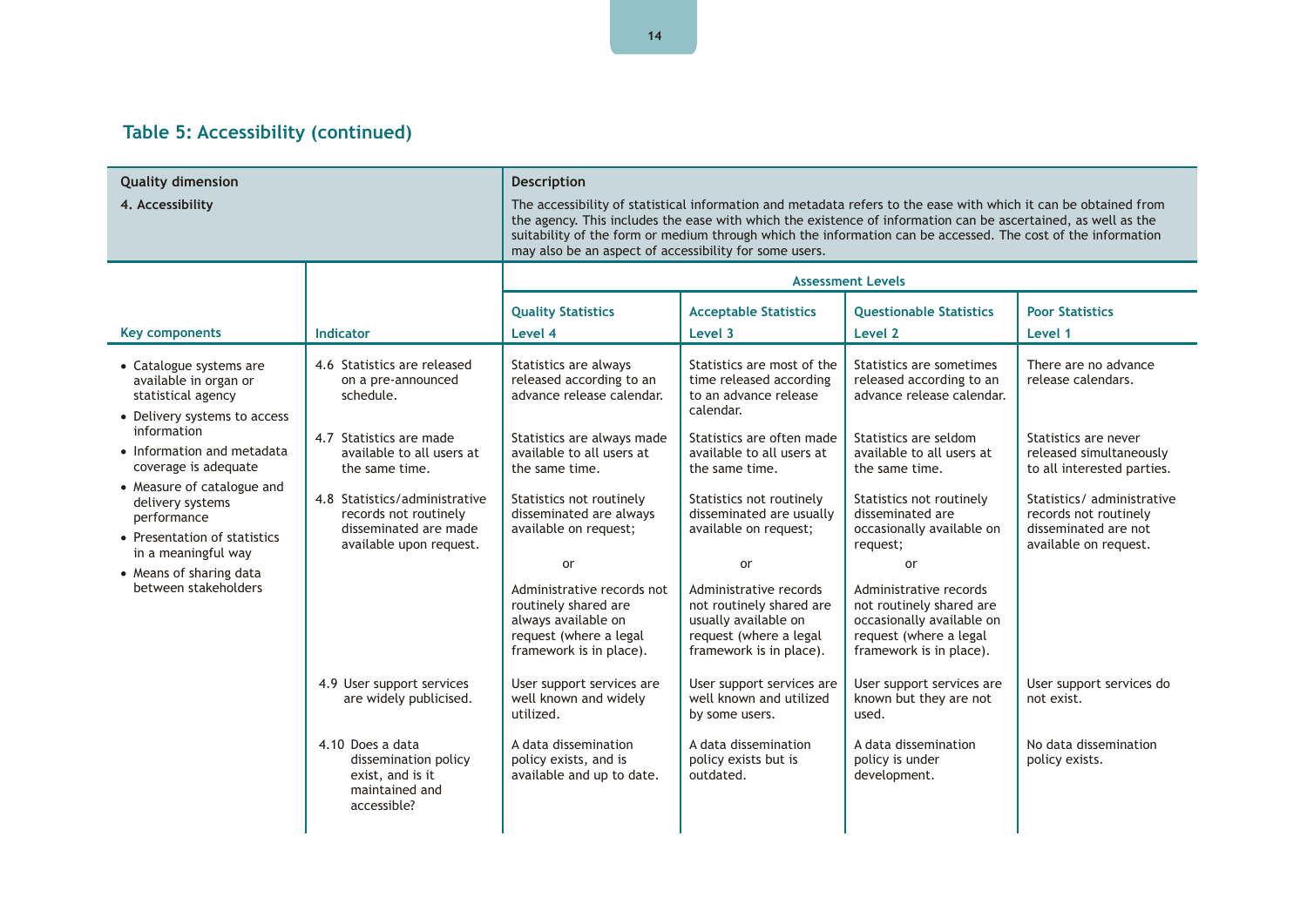## Table 5: Accessibility (continued)

| Quality dimension | | Description | | | |
|---|---|---|---|---|---|
| **4. Accessibility** | | The accessibility of statistical information and metadata refers to the ease with which it can be obtained from the agency. This includes the ease with which the existence of information can be ascertained, as well as the suitability of the form or medium through which the information can be accessed. The cost of the information may also be an aspect of accessibility for some users. | | | |
| | | **Assessment Levels** | | | |
| **Key components** | **Indicator** | **Quality Statistics Level 4** | **Acceptable Statistics Level 3** | **Questionable Statistics Level 2** | **Poor Statistics Level 1** |
| • Catalogue systems are available in organ or statistical agency<br>• Delivery systems to access information<br>• Information and metadata coverage is adequate<br>• Measure of catalogue and delivery systems performance<br>• Presentation of statistics in a meaningful way<br>• Means of sharing data between stakeholders | 4.6 Statistics are released on a pre-announced schedule. | Statistics are always released according to an advance release calendar. | Statistics are most of the time released according to an advance release calendar. | Statistics are sometimes released according to an advance release calendar. | There are no advance release calendars. |
| | 4.7 Statistics are made available to all users at the same time. | Statistics are always made available to all users at the same time. | Statistics are often made available to all users at the same time. | Statistics are seldom available to all users at the same time. | Statistics are never released simultaneously to all interested parties. |
| | 4.8 Statistics/administrative records not routinely disseminated are made available upon request. | Statistics not routinely disseminated are always available on request;<br>or<br>Administrative records not routinely shared are always available on request (where a legal framework is in place). | Statistics not routinely disseminated are usually available on request;<br>or<br>Administrative records not routinely shared are usually available on request (where a legal framework is in place). | Statistics not routinely disseminated are occasionally available on request;<br>or<br>Administrative records not routinely shared are occasionally available on request (where a legal framework is in place). | Statistics/ administrative records not routinely disseminated are not available on request. |
| | 4.9 User support services are widely publicised. | User support services are well known and widely utilized. | User support services are well known and utilized by some users. | User support services are known but they are not used. | User support services do not exist. |
| | 4.10 Does a data dissemination policy exist, and is it maintained and accessible? | A data dissemination policy exists, and is available and up to date. | A data dissemination policy exists but is outdated. | A data dissemination policy is under development. | No data dissemination policy exists. |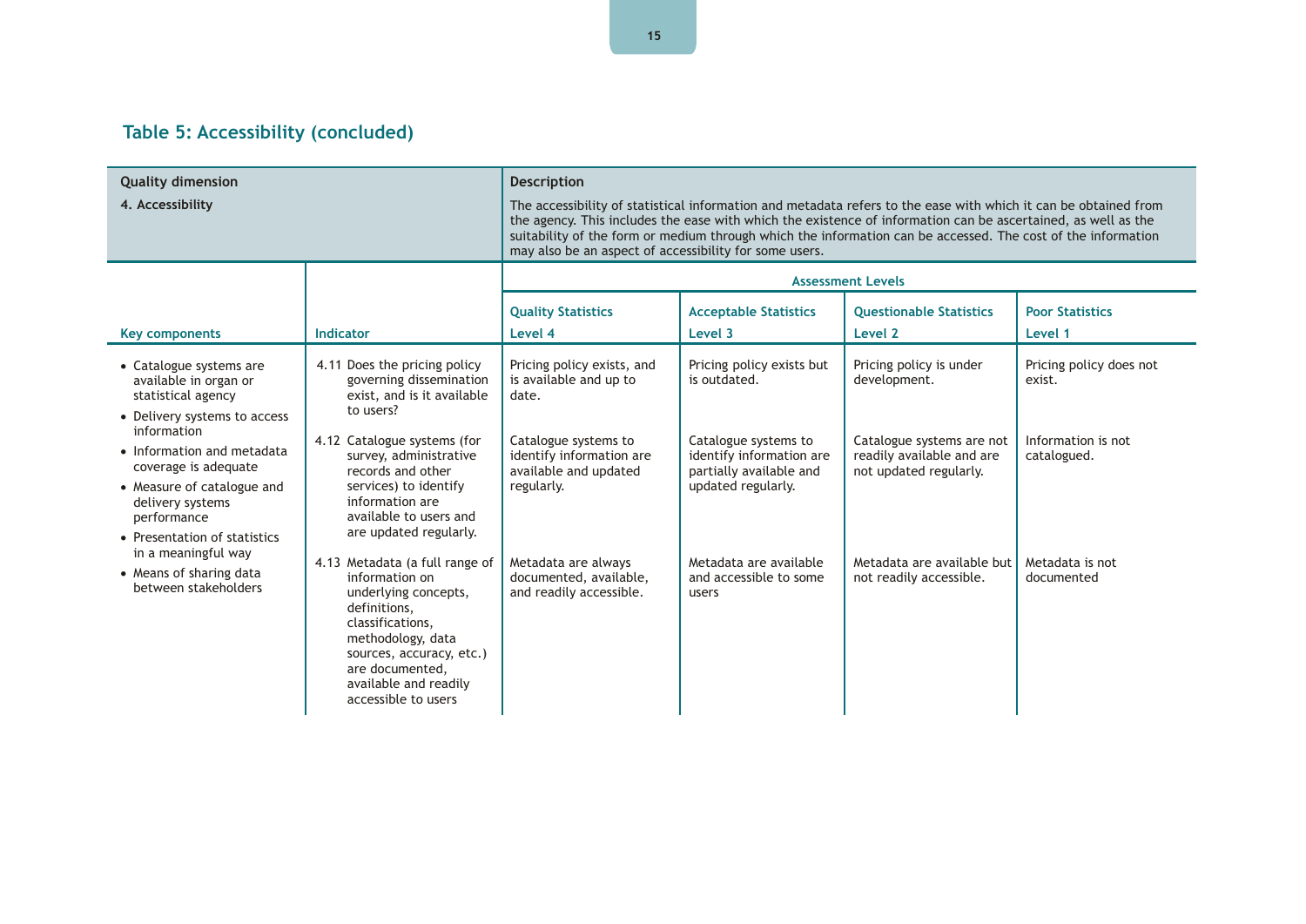## Table 5: Accessibility (concluded)

| Quality dimension | | Description | | | |
|---|---|---|---|---|---|
| **4. Accessibility** | | The accessibility of statistical information and metadata refers to the ease with which it can be obtained from the agency. This includes the ease with which the existence of information can be ascertained, as well as the suitability of the form or medium through which the information can be accessed. The cost of the information may also be an aspect of accessibility for some users. | | | |
| | | Assessment Levels | | | |
| | | Quality Statistics | Acceptable Statistics | Questionable Statistics | Poor Statistics |
| Key components | Indicator | Level 4 | Level 3 | Level 2 | Level 1 |
| • Catalogue systems are available in organ or statistical agency<br>• Delivery systems to access information<br>• Information and metadata coverage is adequate<br>• Measure of catalogue and delivery systems performance<br>• Presentation of statistics in a meaningful way<br>• Means of sharing data between stakeholders | 4.11 Does the pricing policy governing dissemination exist, and is it available to users? | Pricing policy exists, and is available and up to date. | Pricing policy exists but is outdated. | Pricing policy is under development. | Pricing policy does not exist. |
| | 4.12 Catalogue systems (for survey, administrative records and other services) to identify information are available to users and are updated regularly. | Catalogue systems to identify information are available and updated regularly. | Catalogue systems to identify information are partially available and updated regularly. | Catalogue systems are not readily available and are not updated regularly. | Information is not catalogued. |
| | 4.13 Metadata (a full range of information on underlying concepts, definitions, classifications, methodology, data sources, accuracy, etc.) are documented, available and readily accessible to users | Metadata are always documented, available, and readily accessible. | Metadata are available and accessible to some users | Metadata are available but not readily accessible. | Metadata is not documented |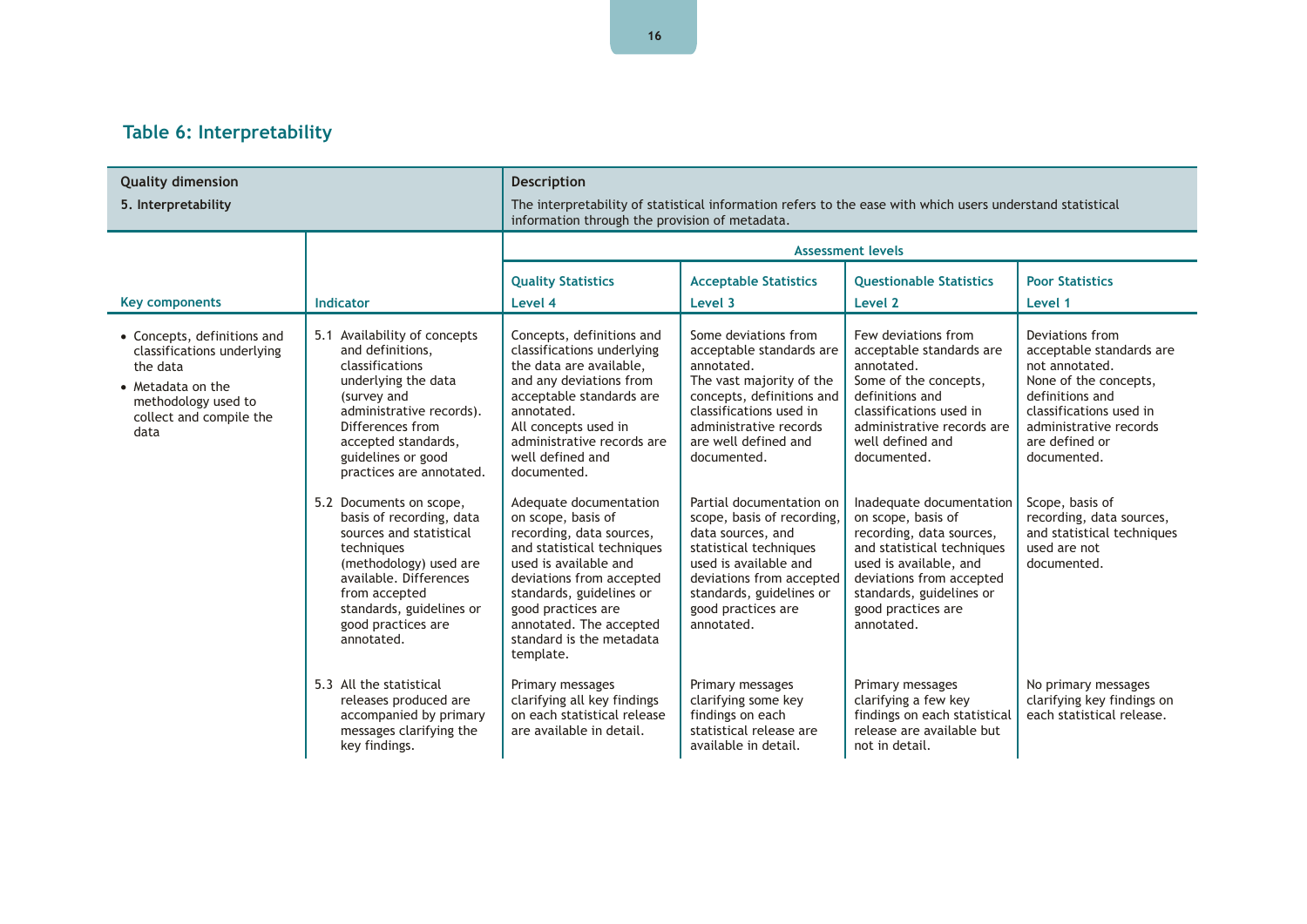## Table 6: Interpretability

| Quality dimension | | Description | | | |
|---|---|---|---|---|---|
| **5. Interpretability** | | The interpretability of statistical information refers to the ease with which users understand statistical information through the provision of metadata. | | | |
| | | **Assessment levels** | | | |
| **Key components** | **Indicator** | **Quality Statistics Level 4** | **Acceptable Statistics Level 3** | **Questionable Statistics Level 2** | **Poor Statistics Level 1** |
| • Concepts, definitions and classifications underlying the data<br>• Metadata on the methodology used to collect and compile the data | 5.1 Availability of concepts and definitions, classifications underlying the data (survey and administrative records). Differences from accepted standards, guidelines or good practices are annotated. | Concepts, definitions and classifications underlying the data are available, and any deviations from acceptable standards are annotated.<br>All concepts used in administrative records are well defined and documented. | Some deviations from acceptable standards are annotated.<br>The vast majority of the concepts, definitions and classifications used in administrative records are well defined and documented. | Few deviations from acceptable standards are annotated.<br>Some of the concepts, definitions and classifications used in administrative records are well defined and documented. | Deviations from acceptable standards are not annotated.<br>None of the concepts, definitions and classifications used in administrative records are defined or documented. |
| | 5.2 Documents on scope, basis of recording, data sources and statistical techniques (methodology) used are available. Differences from accepted standards, guidelines or good practices are annotated. | Adequate documentation on scope, basis of recording, data sources, and statistical techniques used is available and deviations from accepted standards, guidelines or good practices are annotated. The accepted standard is the metadata template. | Partial documentation on scope, basis of recording, data sources, and statistical techniques used is available and deviations from accepted standards, guidelines or good practices are annotated. | Inadequate documentation on scope, basis of recording, data sources, and statistical techniques used is available, and deviations from accepted standards, guidelines or good practices are annotated. | Scope, basis of recording, data sources, and statistical techniques used are not documented. |
| | 5.3 All the statistical releases produced are accompanied by primary messages clarifying the key findings. | Primary messages clarifying all key findings on each statistical release are available in detail. | Primary messages clarifying some key findings on each statistical release are available in detail. | Primary messages clarifying a few key findings on each statistical release are available but not in detail. | No primary messages clarifying key findings on each statistical release. |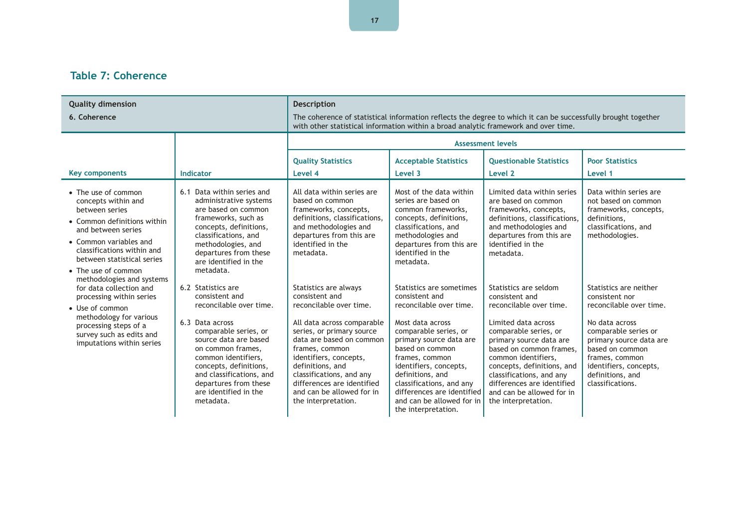## Table 7: Coherence

| Quality dimension | | Description | | | |
|---|---|---|---|---|---|
| 6. Coherence | | The coherence of statistical information reflects the degree to which it can be successfully brought together with other statistical information within a broad analytic framework and over time. | | | |
| | | Assessment levels | | | |
| Key components | Indicator | Quality Statistics Level 4 | Acceptable Statistics Level 3 | Questionable Statistics Level 2 | Poor Statistics Level 1 |
| • The use of common concepts within and between series<br>• Common definitions within and between series<br>• Common variables and classifications within and between statistical series<br>• The use of common methodologies and systems for data collection and processing within series<br>• Use of common methodology for various processing steps of a survey such as edits and imputations within series | 6.1 Data within series and administrative systems are based on common frameworks, such as concepts, definitions, classifications, and methodologies, and departures from these are identified in the metadata. | All data within series are based on common frameworks, concepts, definitions, classifications, and methodologies and departures from this are identified in the metadata. | Most of the data within series are based on common frameworks, concepts, definitions, classifications, and methodologies and departures from this are identified in the metadata. | Limited data within series are based on common frameworks, concepts, definitions, classifications, and methodologies and departures from this are identified in the metadata. | Data within series are not based on common frameworks, concepts, definitions, classifications, and methodologies. |
| | 6.2 Statistics are consistent and reconcilable over time. | Statistics are always consistent and reconcilable over time. | Statistics are sometimes consistent and reconcilable over time. | Statistics are seldom consistent and reconcilable over time. | Statistics are neither consistent nor reconcilable over time. |
| | 6.3 Data across comparable series, or source data are based on common frames, common identifiers, concepts, definitions, and classifications, and departures from these are identified in the metadata. | All data across comparable series, or primary source data are based on common frames, common identifiers, concepts, definitions, and classifications, and any differences are identified and can be allowed for in the interpretation. | Most data across comparable series, or primary source data are based on common frames, common identifiers, concepts, definitions, and classifications, and any differences are identified and can be allowed for in the interpretation. | Limited data across comparable series, or primary source data are based on common frames, common identifiers, concepts, definitions, and classifications, and any differences are identified and can be allowed for in the interpretation. | No data across comparable series or primary source data are based on common frames, common identifiers, concepts, definitions, and classifications. |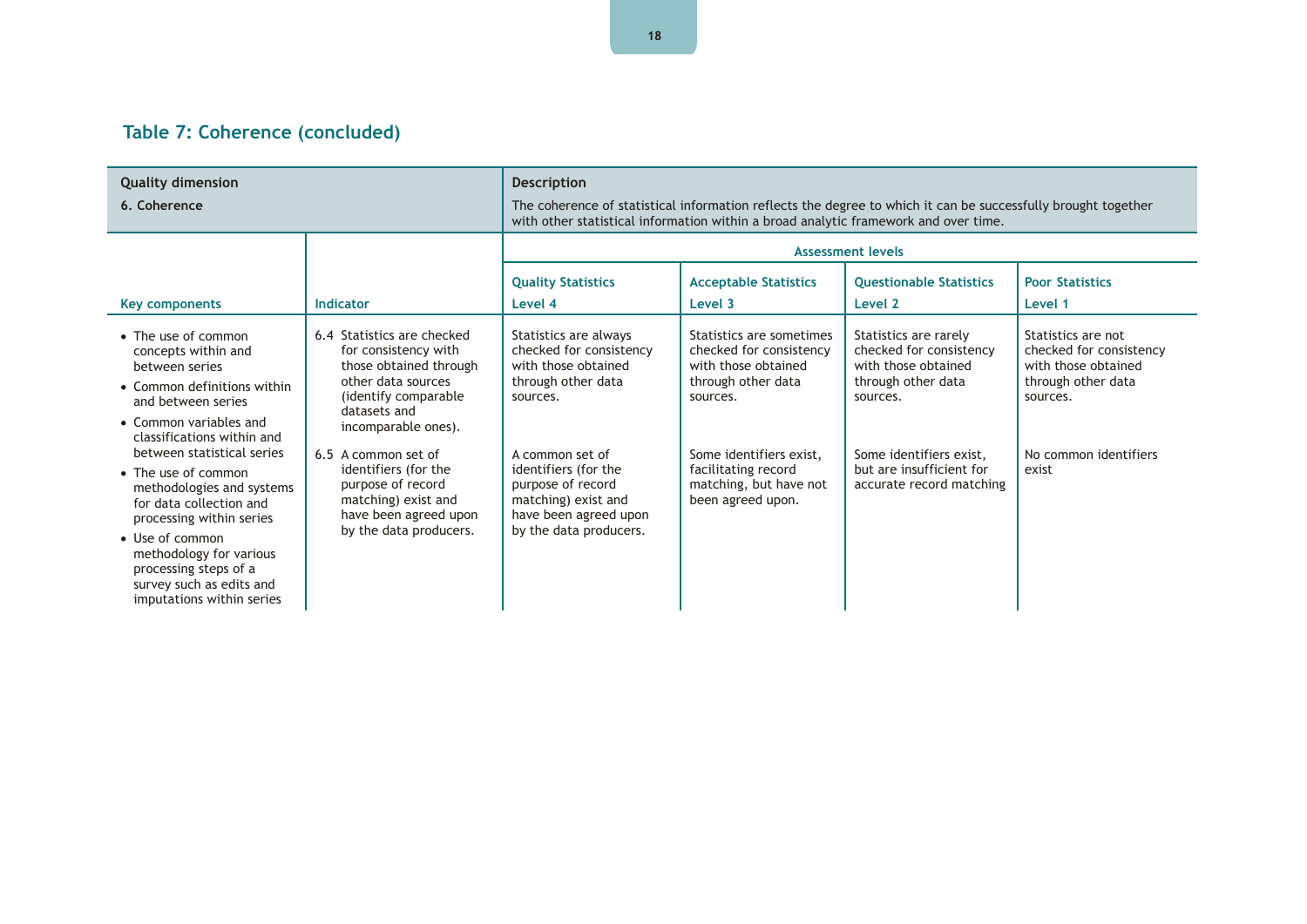## Table 7: Coherence (concluded)

| Quality dimension | | Description | | | |
|---|---|---|---|---|---|
| **6. Coherence** | | The coherence of statistical information reflects the degree to which it can be successfully brought together with other statistical information within a broad analytic framework and over time. | | | |
| | | **Assessment levels** | | | |
| **Key components** | **Indicator** | **Quality Statistics Level 4** | **Acceptable Statistics Level 3** | **Questionable Statistics Level 2** | **Poor Statistics Level 1** |
| • The use of common concepts within and between series<br>• Common definitions within and between series<br>• Common variables and classifications within and between statistical series<br>• The use of common methodologies and systems for data collection and processing within series<br>• Use of common methodology for various processing steps of a survey such as edits and imputations within series | 6.4 Statistics are checked for consistency with those obtained through other data sources (identify comparable datasets and incomparable ones). | Statistics are always checked for consistency with those obtained through other data sources. | Statistics are sometimes checked for consistency with those obtained through other data sources. | Statistics are rarely checked for consistency with those obtained through other data sources. | Statistics are not checked for consistency with those obtained through other data sources. |
| | 6.5 A common set of identifiers (for the purpose of record matching) exist and have been agreed upon by the data producers. | A common set of identifiers (for the purpose of record matching) exist and have been agreed upon by the data producers. | Some identifiers exist, facilitating record matching, but have not been agreed upon. | Some identifiers exist, but are insufficient for accurate record matching | No common identifiers exist |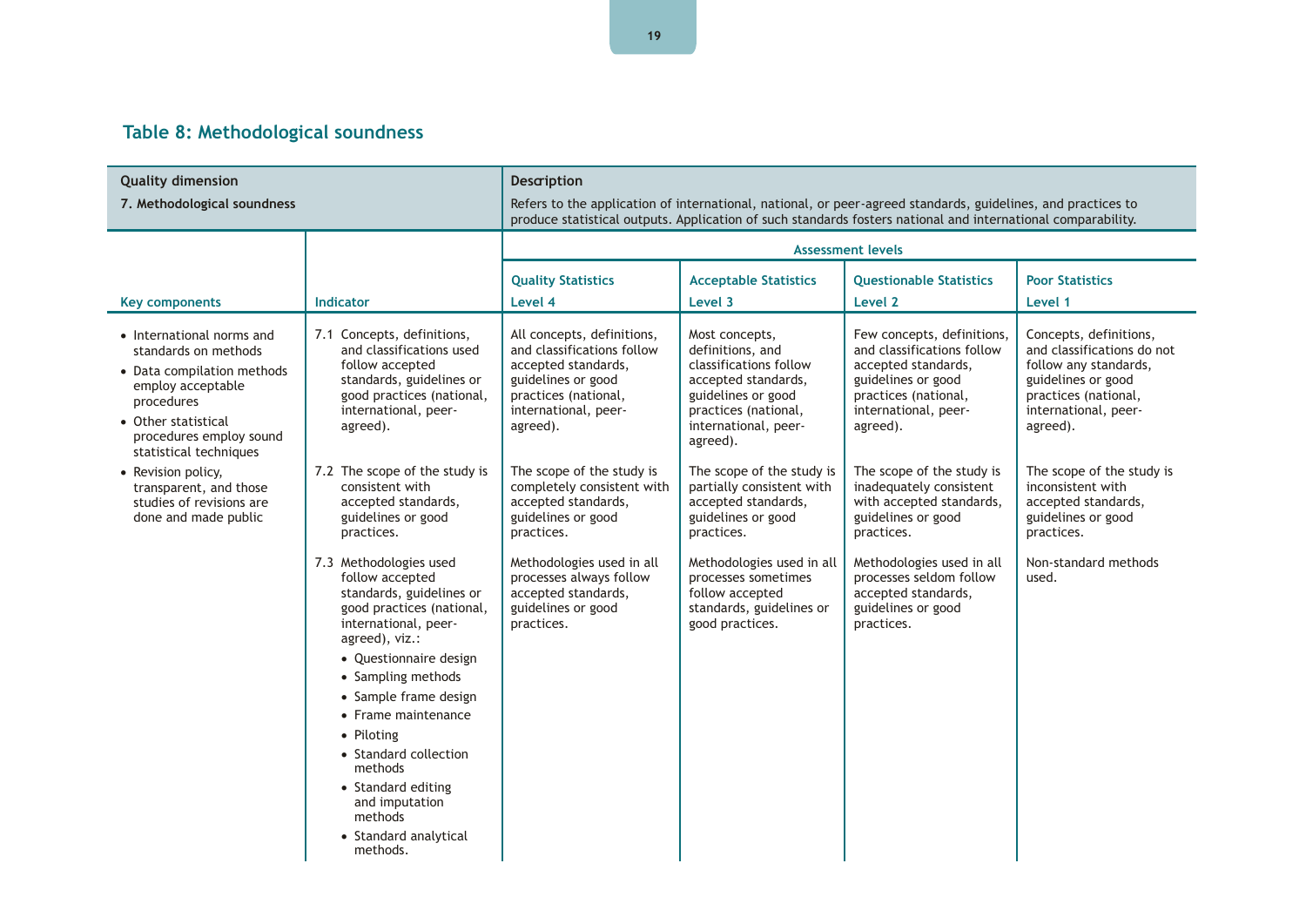## Table 8: Methodological soundness

| Quality dimension | | Description | | | |
|---|---|---|---|---|---|
| **7. Methodological soundness** | | Refers to the application of international, national, or peer-agreed standards, guidelines, and practices to produce statistical outputs. Application of such standards fosters national and international comparability. | | | |
| | | **Assessment levels** | | | |
| **Key components** | **Indicator** | **Quality Statistics Level 4** | **Acceptable Statistics Level 3** | **Questionable Statistics Level 2** | **Poor Statistics Level 1** |
| • International norms and standards on methods<br>• Data compilation methods employ acceptable procedures<br>• Other statistical procedures employ sound statistical techniques<br>• Revision policy, transparent, and those studies of revisions are done and made public | 7.1 Concepts, definitions, and classifications used follow accepted standards, guidelines or good practices (national, international, peer-agreed). | All concepts, definitions, and classifications follow accepted standards, guidelines or good practices (national, international, peer-agreed). | Most concepts, definitions, and classifications follow accepted standards, guidelines or good practices (national, international, peer-agreed). | Few concepts, definitions, and classifications follow accepted standards, guidelines or good practices (national, international, peer-agreed). | Concepts, definitions, and classifications do not follow any standards, guidelines or good practices (national, international, peer-agreed). |
| | 7.2 The scope of the study is consistent with accepted standards, guidelines or good practices. | The scope of the study is completely consistent with accepted standards, guidelines or good practices. | The scope of the study is partially consistent with accepted standards, guidelines or good practices. | The scope of the study is inadequately consistent with accepted standards, guidelines or good practices. | The scope of the study is inconsistent with accepted standards, guidelines or good practices. |
| | 7.3 Methodologies used follow accepted standards, guidelines or good practices (national, international, peer-agreed), viz.:<br>• Questionnaire design<br>• Sampling methods<br>• Sample frame design<br>• Frame maintenance<br>• Piloting<br>• Standard collection methods<br>• Standard editing and imputation methods<br>• Standard analytical methods. | Methodologies used in all processes always follow accepted standards, guidelines or good practices. | Methodologies used in all processes sometimes follow accepted standards, guidelines or good practices. | Methodologies used in all processes seldom follow accepted standards, guidelines or good practices. | Non-standard methods used. |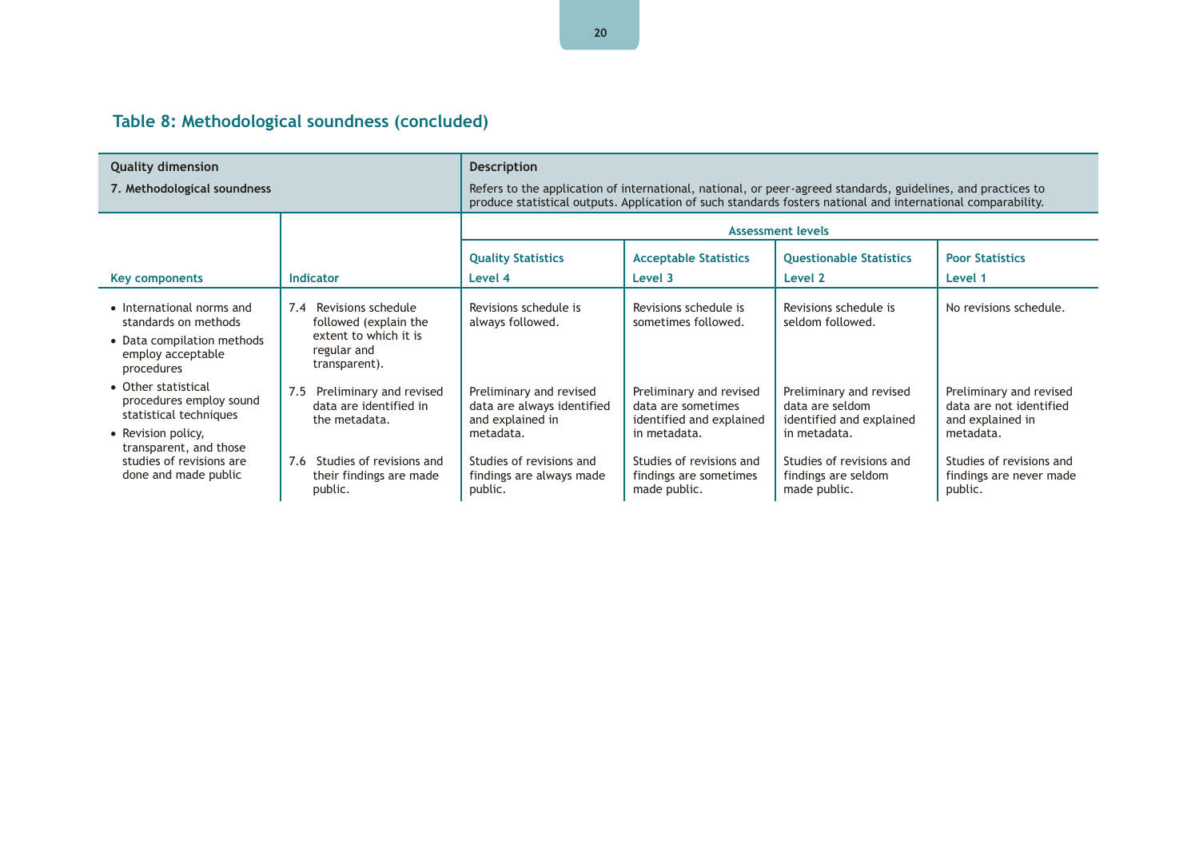## Table 8: Methodological soundness (concluded)

| Quality dimension | | Description | | | |
|---|---|---|---|---|---|
| **7. Methodological soundness** | | Refers to the application of international, national, or peer-agreed standards, guidelines, and practices to produce statistical outputs. Application of such standards fosters national and international comparability. | | | |
| | | Assessment levels | | | |
| | | Quality Statistics | Acceptable Statistics | Questionable Statistics | Poor Statistics |
| Key components | Indicator | Level 4 | Level 3 | Level 2 | Level 1 |
| • International norms and standards on methods<br>• Data compilation methods employ acceptable procedures<br>• Other statistical procedures employ sound statistical techniques<br>• Revision policy, transparent, and those studies of revisions are done and made public | 7.4 Revisions schedule followed (explain the extent to which it is regular and transparent). | Revisions schedule is always followed. | Revisions schedule is sometimes followed. | Revisions schedule is seldom followed. | No revisions schedule. |
| | 7.5 Preliminary and revised data are identified in the metadata. | Preliminary and revised data are always identified and explained in metadata. | Preliminary and revised data are sometimes identified and explained in metadata. | Preliminary and revised data are seldom identified and explained in metadata. | Preliminary and revised data are not identified and explained in metadata. |
| | 7.6 Studies of revisions and their findings are made public. | Studies of revisions and findings are always made public. | Studies of revisions and findings are sometimes made public. | Studies of revisions and findings are seldom made public. | Studies of revisions and findings are never made public. |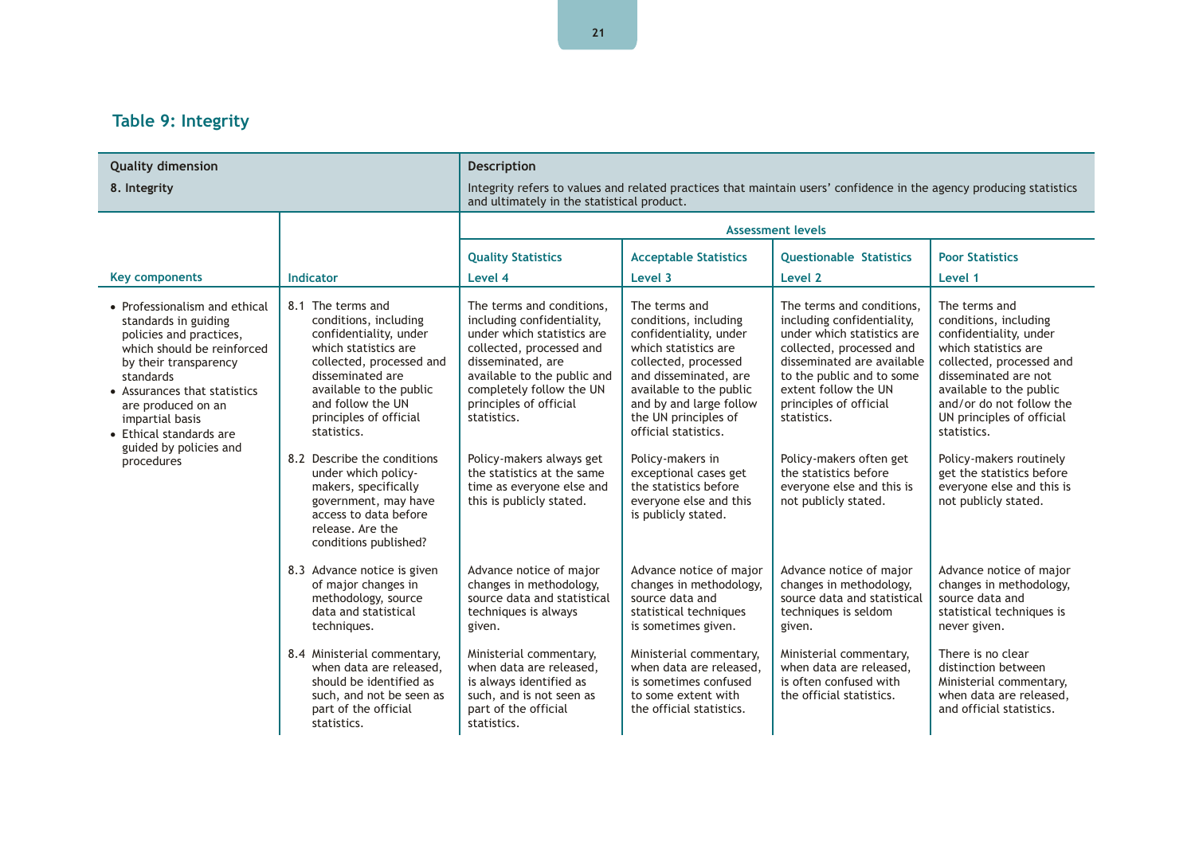## Table 9: Integrity

| Quality dimension | | Description | | | |
|---|---|---|---|---|---|
| **8. Integrity** | | Integrity refers to values and related practices that maintain users' confidence in the agency producing statistics and ultimately in the statistical product. | | | |
| | | **Assessment levels** | | | |
| **Key components** | **Indicator** | **Quality Statistics Level 4** | **Acceptable Statistics Level 3** | **Questionable Statistics Level 2** | **Poor Statistics Level 1** |
| • Professionalism and ethical standards in guiding policies and practices, which should be reinforced by their transparency standards<br>• Assurances that statistics are produced on an impartial basis<br>• Ethical standards are guided by policies and procedures | 8.1 The terms and conditions, including confidentiality, under which statistics are collected, processed and disseminated are available to the public and follow the UN principles of official statistics. | The terms and conditions, including confidentiality, under which statistics are collected, processed and disseminated, are available to the public and completely follow the UN principles of official statistics. | The terms and conditions, including confidentiality, under which statistics are collected, processed and disseminated, are available to the public and by and large follow the UN principles of official statistics. | The terms and conditions, including confidentiality, under which statistics are collected, processed and disseminated are available to the public and to some extent follow the UN principles of official statistics. | The terms and conditions, including confidentiality, under which statistics are collected, processed and disseminated are not available to the public and/or do not follow the UN principles of official statistics. |
| | 8.2 Describe the conditions under which policy-makers, specifically government, may have access to data before release. Are the conditions published? | Policy-makers always get the statistics at the same time as everyone else and this is publicly stated. | Policy-makers in exceptional cases get the statistics before everyone else and this is publicly stated. | Policy-makers often get the statistics before everyone else and this is not publicly stated. | Policy-makers routinely get the statistics before everyone else and this is not publicly stated. |
| | 8.3 Advance notice is given of major changes in methodology, source data and statistical techniques. | Advance notice of major changes in methodology, source data and statistical techniques is always given. | Advance notice of major changes in methodology, source data and statistical techniques is sometimes given. | Advance notice of major changes in methodology, source data and statistical techniques is seldom given. | Advance notice of major changes in methodology, source data and statistical techniques is never given. |
| | 8.4 Ministerial commentary, when data are released, should be identified as such, and not be seen as part of the official statistics. | Ministerial commentary, when data are released, is always identified as such, and is not seen as part of the official statistics. | Ministerial commentary, when data are released, is sometimes confused to some extent with the official statistics. | Ministerial commentary, when data are released, is often confused with the official statistics. | There is no clear distinction between Ministerial commentary, when data are released, and official statistics. |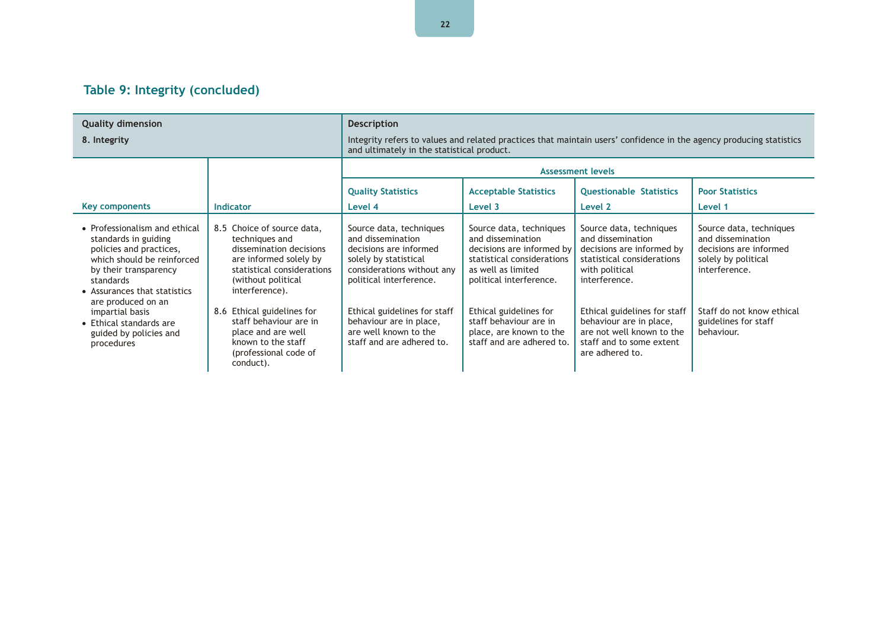## Table 9: Integrity (concluded)

| Quality dimension | | Description | | | |
|---|---|---|---|---|---|
| **8. Integrity** | | Integrity refers to values and related practices that maintain users' confidence in the agency producing statistics and ultimately in the statistical product. | | | |
| | | Assessment levels | | | |
| Key components | Indicator | Quality Statistics Level 4 | Acceptable Statistics Level 3 | Questionable Statistics Level 2 | Poor Statistics Level 1 |
| • Professionalism and ethical standards in guiding policies and practices, which should be reinforced by their transparency standards<br>• Assurances that statistics are produced on an impartial basis<br>• Ethical standards are guided by policies and procedures | 8.5 Choice of source data, techniques and dissemination decisions are informed solely by statistical considerations (without political interference). | Source data, techniques and dissemination decisions are informed solely by statistical considerations without any political interference. | Source data, techniques and dissemination decisions are informed by statistical considerations as well as limited political interference. | Source data, techniques and dissemination decisions are informed by statistical considerations with political interference. | Source data, techniques and dissemination decisions are informed solely by political interference. |
| | 8.6 Ethical guidelines for staff behaviour are in place and are well known to the staff (professional code of conduct). | Ethical guidelines for staff behaviour are in place, are well known to the staff and are adhered to. | Ethical guidelines for staff behaviour are in place, are known to the staff and are adhered to. | Ethical guidelines for staff behaviour are in place, are not well known to the staff and to some extent are adhered to. | Staff do not know ethical guidelines for staff behaviour. |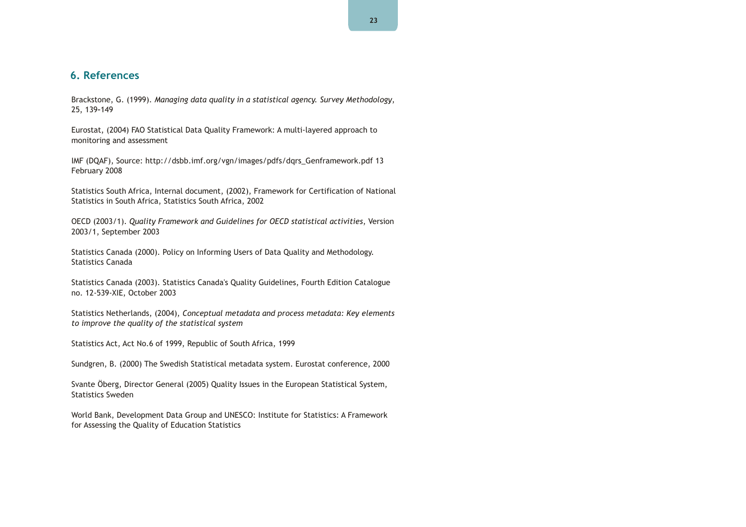## 6. References

Brackstone, G. (1999). *Managing data quality in a statistical agency. Survey Methodology*, 25, 139–149

Eurostat, (2004) FAO Statistical Data Quality Framework: A multi-layered approach to monitoring and assessment

IMF (DQAF), Source: http://dsbb.imf.org/vgn/images/pdfs/dqrs_Genframework.pdf 13 February 2008

Statistics South Africa, Internal document, (2002), Framework for Certification of National Statistics in South Africa, Statistics South Africa, 2002

OECD (2003/1). *Quality Framework and Guidelines for OECD statistical activities,* Version 2003/1, September 2003

Statistics Canada (2000). Policy on Informing Users of Data Quality and Methodology. Statistics Canada

Statistics Canada (2003). Statistics Canada's Quality Guidelines, Fourth Edition Catalogue no. 12-539-XIE, October 2003

Statistics Netherlands, (2004), *Conceptual metadata and process metadata: Key elements to improve the quality of the statistical system*

Statistics Act, Act No.6 of 1999, Republic of South Africa, 1999

Sundgren, B. (2000) The Swedish Statistical metadata system. Eurostat conference, 2000

Svante Öberg, Director General (2005) Quality Issues in the European Statistical System, Statistics Sweden

World Bank, Development Data Group and UNESCO: Institute for Statistics: A Framework for Assessing the Quality of Education Statistics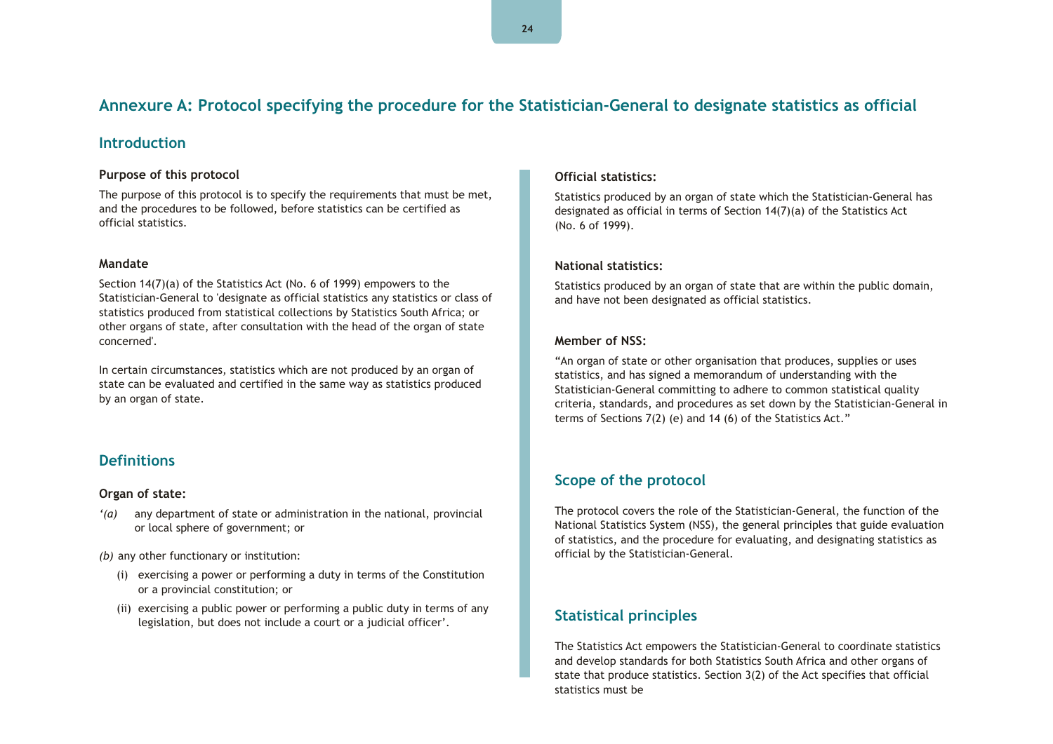# Annexure A: Protocol specifying the procedure for the Statistician-General to designate statistics as official

## Introduction

### Purpose of this protocol

The purpose of this protocol is to specify the requirements that must be met, and the procedures to be followed, before statistics can be certified as official statistics.

### Mandate

Section 14(7)(a) of the Statistics Act (No. 6 of 1999) empowers to the Statistician-General to 'designate as official statistics any statistics or class of statistics produced from statistical collections by Statistics South Africa; or other organs of state, after consultation with the head of the organ of state concerned'.

In certain circumstances, statistics which are not produced by an organ of state can be evaluated and certified in the same way as statistics produced by an organ of state.

## Definitions

### Organ of state:

'*(a)* any department of state or administration in the national, provincial or local sphere of government; or

*(b)* any other functionary or institution:

- (i) exercising a power or performing a duty in terms of the Constitution or a provincial constitution; or
- (ii) exercising a public power or performing a public duty in terms of any legislation, but does not include a court or a judicial officer'.

### Official statistics:

Statistics produced by an organ of state which the Statistician-General has designated as official in terms of Section 14(7)(a) of the Statistics Act (No. 6 of 1999).

### National statistics:

Statistics produced by an organ of state that are within the public domain, and have not been designated as official statistics.

### Member of NSS:

"An organ of state or other organisation that produces, supplies or uses statistics, and has signed a memorandum of understanding with the Statistician-General committing to adhere to common statistical quality criteria, standards, and procedures as set down by the Statistician-General in terms of Sections 7(2) (e) and 14 (6) of the Statistics Act."

## Scope of the protocol

The protocol covers the role of the Statistician-General, the function of the National Statistics System (NSS), the general principles that guide evaluation of statistics, and the procedure for evaluating, and designating statistics as official by the Statistician-General.

## Statistical principles

The Statistics Act empowers the Statistician-General to coordinate statistics and develop standards for both Statistics South Africa and other organs of state that produce statistics. Section 3(2) of the Act specifies that official statistics must be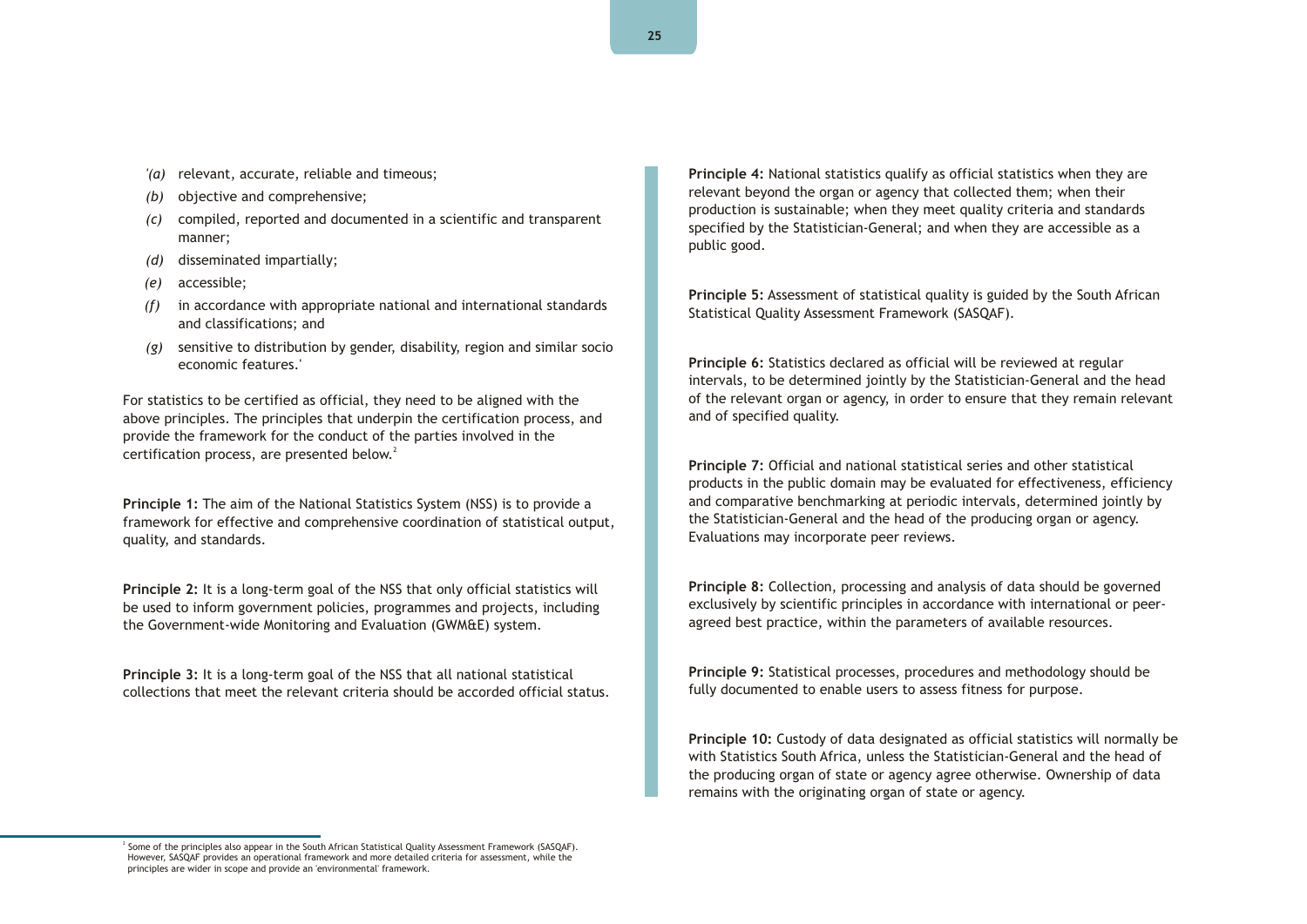'*(a)* relevant, accurate, reliable and timeous;

*(b)* objective and comprehensive;

*(c)* compiled, reported and documented in a scientific and transparent manner;

*(d)* disseminated impartially;

*(e)* accessible;

*(f)* in accordance with appropriate national and international standards and classifications; and

*(g)* sensitive to distribution by gender, disability, region and similar socio economic features.'

For statistics to be certified as official, they need to be aligned with the above principles. The principles that underpin the certification process, and provide the framework for the conduct of the parties involved in the certification process, are presented below.[2]

**Principle 1:** The aim of the National Statistics System (NSS) is to provide a framework for effective and comprehensive coordination of statistical output, quality, and standards.

**Principle 2:** It is a long-term goal of the NSS that only official statistics will be used to inform government policies, programmes and projects, including the Government-wide Monitoring and Evaluation (GWM&E) system.

**Principle 3:** It is a long-term goal of the NSS that all national statistical collections that meet the relevant criteria should be accorded official status.

**Principle 4:** National statistics qualify as official statistics when they are relevant beyond the organ or agency that collected them; when their production is sustainable; when they meet quality criteria and standards specified by the Statistician-General; and when they are accessible as a public good.

**Principle 5:** Assessment of statistical quality is guided by the South African Statistical Quality Assessment Framework (SASQAF).

**Principle 6:** Statistics declared as official will be reviewed at regular intervals, to be determined jointly by the Statistician-General and the head of the relevant organ or agency, in order to ensure that they remain relevant and of specified quality.

**Principle 7:** Official and national statistical series and other statistical products in the public domain may be evaluated for effectiveness, efficiency and comparative benchmarking at periodic intervals, determined jointly by the Statistician-General and the head of the producing organ or agency. Evaluations may incorporate peer reviews.

**Principle 8:** Collection, processing and analysis of data should be governed exclusively by scientific principles in accordance with international or peer-agreed best practice, within the parameters of available resources.

**Principle 9:** Statistical processes, procedures and methodology should be fully documented to enable users to assess fitness for purpose.

**Principle 10:** Custody of data designated as official statistics will normally be with Statistics South Africa, unless the Statistician-General and the head of the producing organ of state or agency agree otherwise. Ownership of data remains with the originating organ of state or agency.

[2] Some of the principles also appear in the South African Statistical Quality Assessment Framework (SASQAF). However, SASQAF provides an operational framework and more detailed criteria for assessment, while the principles are wider in scope and provide an 'environmental' framework.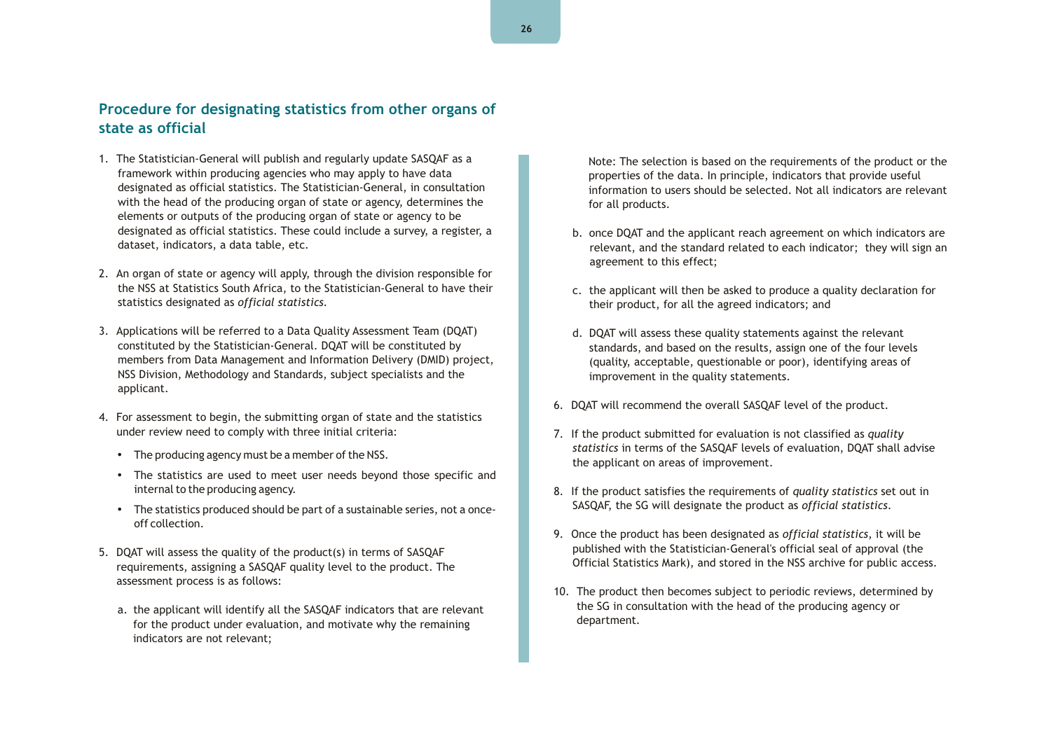## Procedure for designating statistics from other organs of state as official

1. The Statistician-General will publish and regularly update SASQAF as a framework within producing agencies who may apply to have data designated as official statistics. The Statistician-General, in consultation with the head of the producing organ of state or agency, determines the elements or outputs of the producing organ of state or agency to be designated as official statistics. These could include a survey, a register, a dataset, indicators, a data table, etc.

2. An organ of state or agency will apply, through the division responsible for the NSS at Statistics South Africa, to the Statistician-General to have their statistics designated as *official statistics.*

3. Applications will be referred to a Data Quality Assessment Team (DQAT) constituted by the Statistician-General. DQAT will be constituted by members from Data Management and Information Delivery (DMID) project, NSS Division, Methodology and Standards, subject specialists and the applicant.

4. For assessment to begin, the submitting organ of state and the statistics under review need to comply with three initial criteria:
   - The producing agency must be a member of the NSS.
   - The statistics are used to meet user needs beyond those specific and internal to the producing agency.
   - The statistics produced should be part of a sustainable series, not a once-off collection.

5. DQAT will assess the quality of the product(s) in terms of SASQAF requirements, assigning a SASQAF quality level to the product. The assessment process is as follows:

   a. the applicant will identify all the SASQAF indicators that are relevant for the product under evaluation, and motivate why the remaining indicators are not relevant;

      Note: The selection is based on the requirements of the product or the properties of the data. In principle, indicators that provide useful information to users should be selected. Not all indicators are relevant for all products.

   b. once DQAT and the applicant reach agreement on which indicators are relevant, and the standard related to each indicator; they will sign an agreement to this effect;

   c. the applicant will then be asked to produce a quality declaration for their product, for all the agreed indicators; and

   d. DQAT will assess these quality statements against the relevant standards, and based on the results, assign one of the four levels (quality, acceptable, questionable or poor), identifying areas of improvement in the quality statements.

6. DQAT will recommend the overall SASQAF level of the product.

7. If the product submitted for evaluation is not classified as *quality statistics* in terms of the SASQAF levels of evaluation, DQAT shall advise the applicant on areas of improvement.

8. If the product satisfies the requirements of *quality statistics* set out in SASQAF, the SG will designate the product as *official statistics*.

9. Once the product has been designated as *official statistics*, it will be published with the Statistician-General's official seal of approval (the Official Statistics Mark), and stored in the NSS archive for public access.

10. The product then becomes subject to periodic reviews, determined by the SG in consultation with the head of the producing agency or department.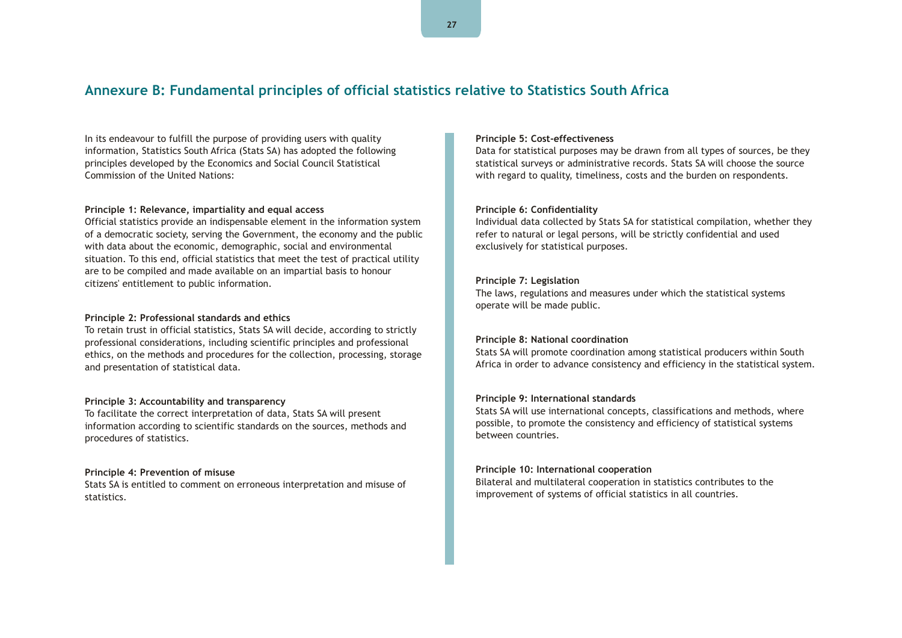## Annexure B: Fundamental principles of official statistics relative to Statistics South Africa

In its endeavour to fulfill the purpose of providing users with quality information, Statistics South Africa (Stats SA) has adopted the following principles developed by the Economics and Social Council Statistical Commission of the United Nations:

**Principle 1: Relevance, impartiality and equal access**
Official statistics provide an indispensable element in the information system of a democratic society, serving the Government, the economy and the public with data about the economic, demographic, social and environmental situation. To this end, official statistics that meet the test of practical utility are to be compiled and made available on an impartial basis to honour citizens' entitlement to public information.

**Principle 2: Professional standards and ethics**
To retain trust in official statistics, Stats SA will decide, according to strictly professional considerations, including scientific principles and professional ethics, on the methods and procedures for the collection, processing, storage and presentation of statistical data.

**Principle 3: Accountability and transparency**
To facilitate the correct interpretation of data, Stats SA will present information according to scientific standards on the sources, methods and procedures of statistics.

**Principle 4: Prevention of misuse**
Stats SA is entitled to comment on erroneous interpretation and misuse of statistics.

**Principle 5: Cost-effectiveness**
Data for statistical purposes may be drawn from all types of sources, be they statistical surveys or administrative records. Stats SA will choose the source with regard to quality, timeliness, costs and the burden on respondents.

**Principle 6: Confidentiality**
Individual data collected by Stats SA for statistical compilation, whether they refer to natural or legal persons, will be strictly confidential and used exclusively for statistical purposes.

**Principle 7: Legislation**
The laws, regulations and measures under which the statistical systems operate will be made public.

**Principle 8: National coordination**
Stats SA will promote coordination among statistical producers within South Africa in order to advance consistency and efficiency in the statistical system.

**Principle 9: International standards**
Stats SA will use international concepts, classifications and methods, where possible, to promote the consistency and efficiency of statistical systems between countries.

**Principle 10: International cooperation**
Bilateral and multilateral cooperation in statistics contributes to the improvement of systems of official statistics in all countries.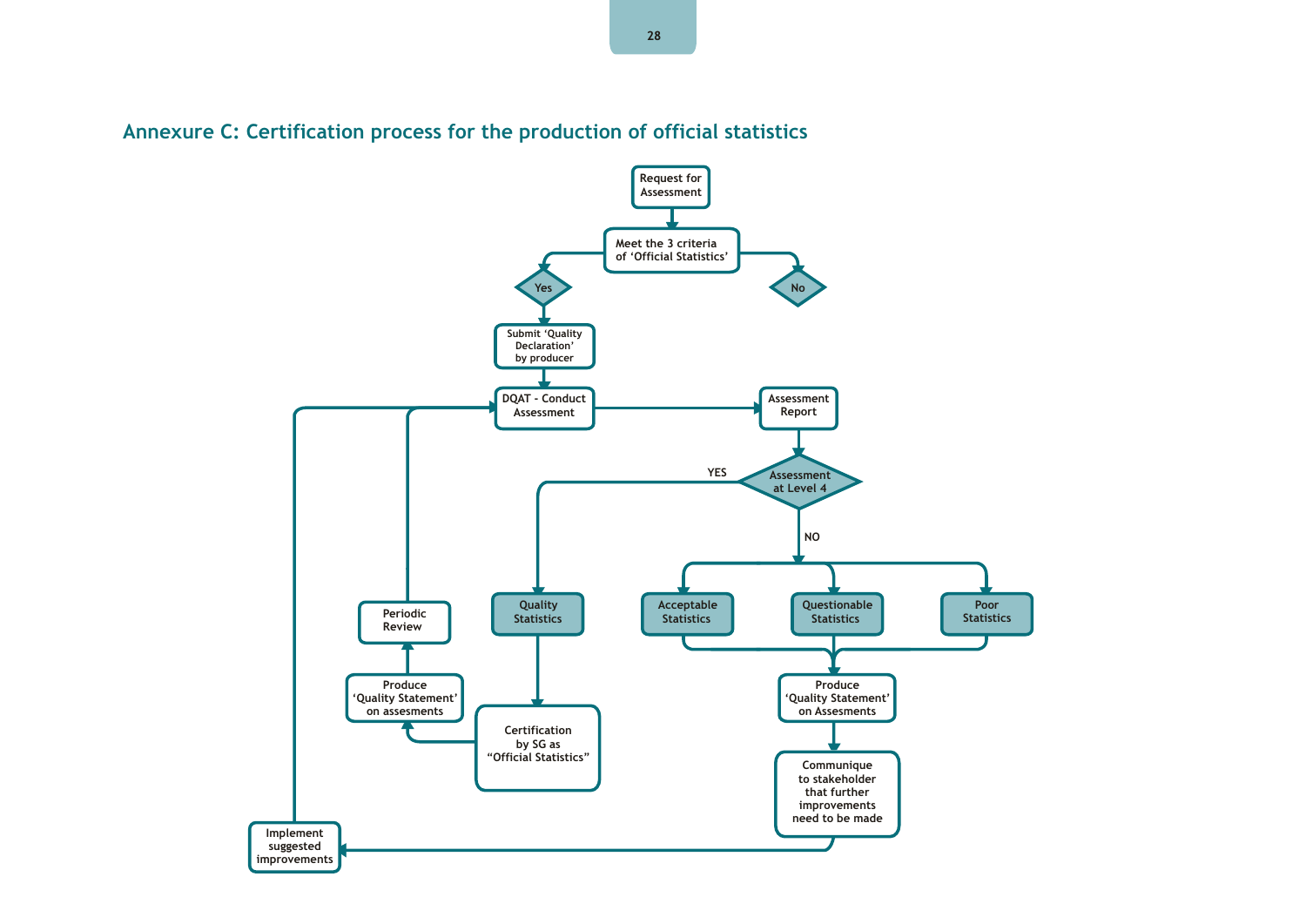## Annexure C: Certification process for the production of official statistics

Request for Assessment

Meet the 3 criteria of 'Official Statistics'

Yes

No

Submit 'Quality Declaration' by producer

DQAT - Conduct Assessment

Assessment Report

Assessment at Level 4

YES

NO

Quality Statistics

Acceptable Statistics

Questionable Statistics

Poor Statistics

Periodic Review

Produce 'Quality Statement' on assesments

Certification by SG as "Official Statistics"

Produce 'Quality Statement' on Assesments

Communique to stakeholder that further improvements need to be made

Implement suggested improvements